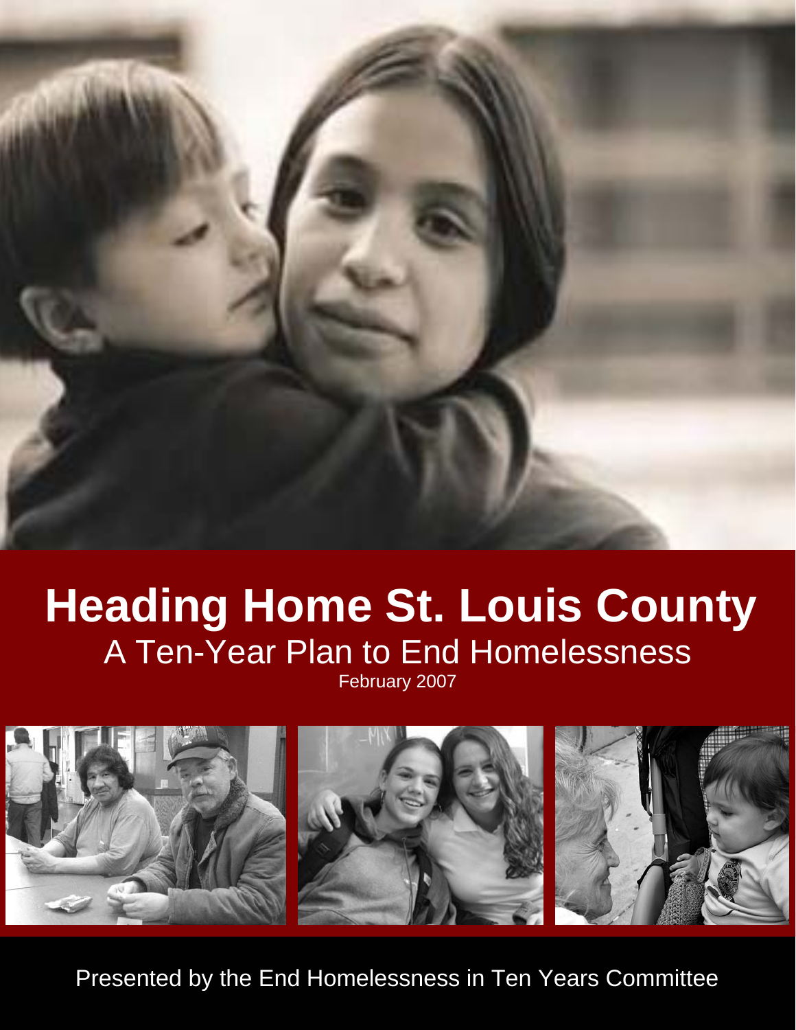# Heading Home St. Louis County

## A Ten-Year Plan to End Homelessness

February 2007

Presented by the End Homelessness in Ten Years Committee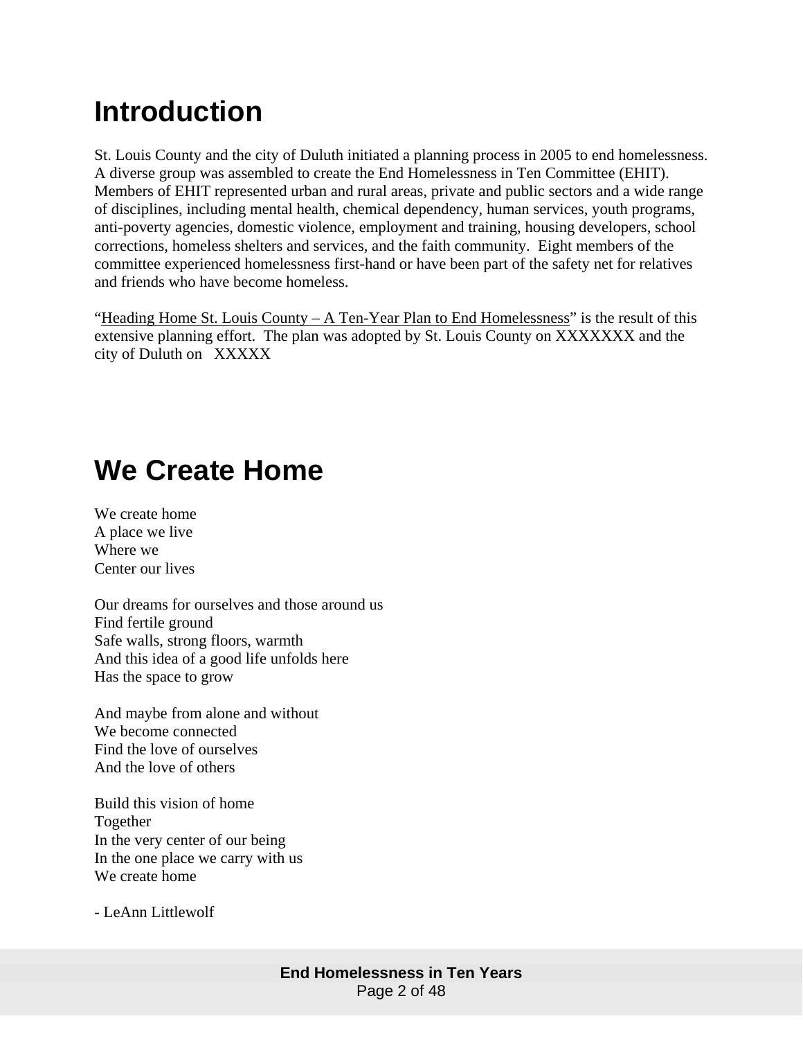# Introduction

St. Louis County and the city of Duluth initiated a planning process in 2005 to end homelessness. A diverse group was assembled to create the End Homelessness in Ten Committee (EHIT). Members of EHIT represented urban and rural areas, private and public sectors and a wide range of disciplines, including mental health, chemical dependency, human services, youth programs, anti-poverty agencies, domestic violence, employment and training, housing developers, school corrections, homeless shelters and services, and the faith community. Eight members of the committee experienced homelessness first-hand or have been part of the safety net for relatives and friends who have become homeless.

"Heading Home St. Louis County – A Ten-Year Plan to End Homelessness" is the result of this extensive planning effort. The plan was adopted by St. Louis County on XXXXXXX and the city of Duluth on XXXXX

# We Create Home

We create home
A place we live
Where we
Center our lives

Our dreams for ourselves and those around us
Find fertile ground
Safe walls, strong floors, warmth
And this idea of a good life unfolds here
Has the space to grow

And maybe from alone and without
We become connected
Find the love of ourselves
And the love of others

Build this vision of home
Together
In the very center of our being
In the one place we carry with us
We create home

- LeAnn Littlewolf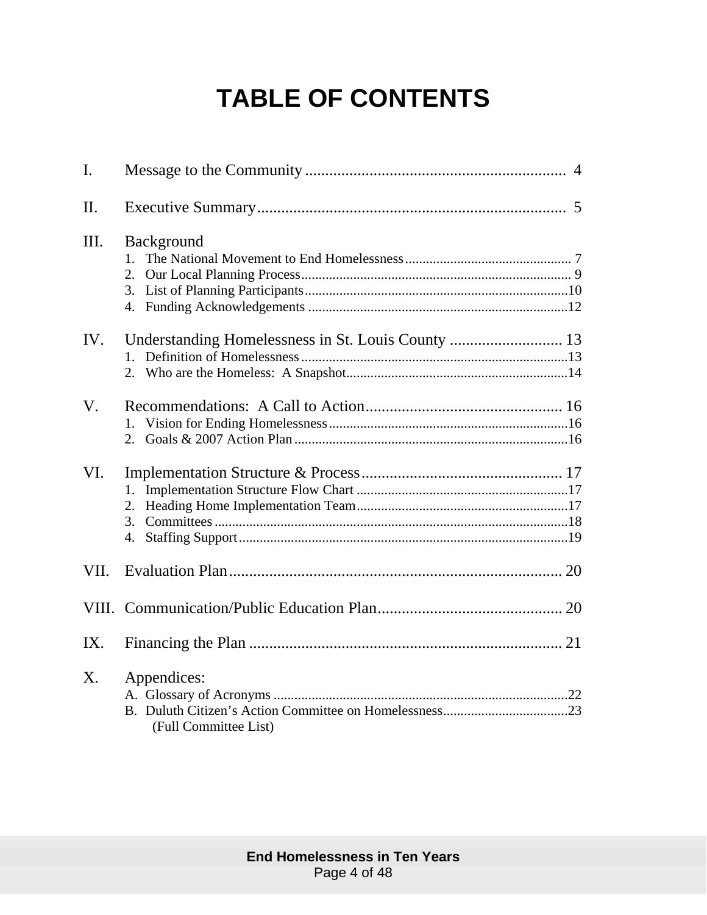# TABLE OF CONTENTS

I. Message to the Community ........ 4

II. Executive Summary ........ 5

III. Background
1. The National Movement to End Homelessness ........ 7
2. Our Local Planning Process ........ 9
3. List of Planning Participants ........ 10
4. Funding Acknowledgements ........ 12

IV. Understanding Homelessness in St. Louis County ........ 13
1. Definition of Homelessness ........ 13
2. Who are the Homeless: A Snapshot ........ 14

V. Recommendations: A Call to Action ........ 16
1. Vision for Ending Homelessness ........ 16
2. Goals & 2007 Action Plan ........ 16

VI. Implementation Structure & Process ........ 17
1. Implementation Structure Flow Chart ........ 17
2. Heading Home Implementation Team ........ 17
3. Committees ........ 18
4. Staffing Support ........ 19

VII. Evaluation Plan ........ 20

VIII. Communication/Public Education Plan ........ 20

IX. Financing the Plan ........ 21

X. Appendices:
A. Glossary of Acronyms ........ 22
B. Duluth Citizen's Action Committee on Homelessness ........ 23
(Full Committee List)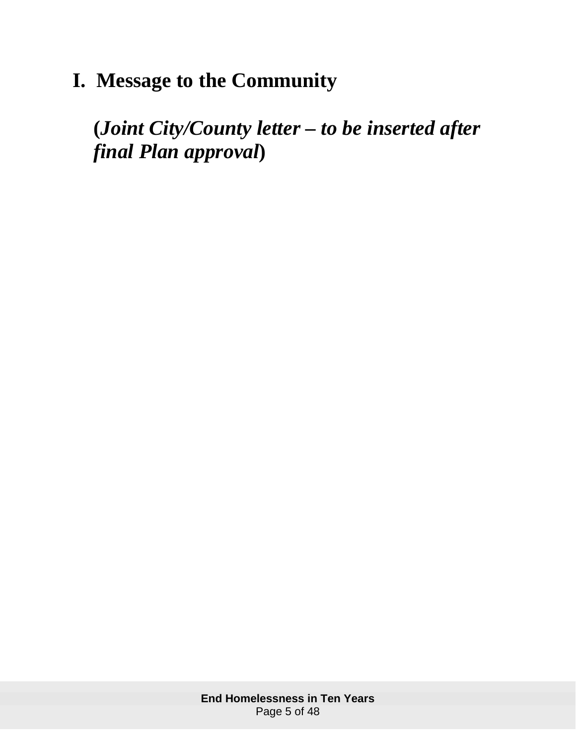# I. Message to the Community

**(*Joint City/County letter – to be inserted after final Plan approval*)**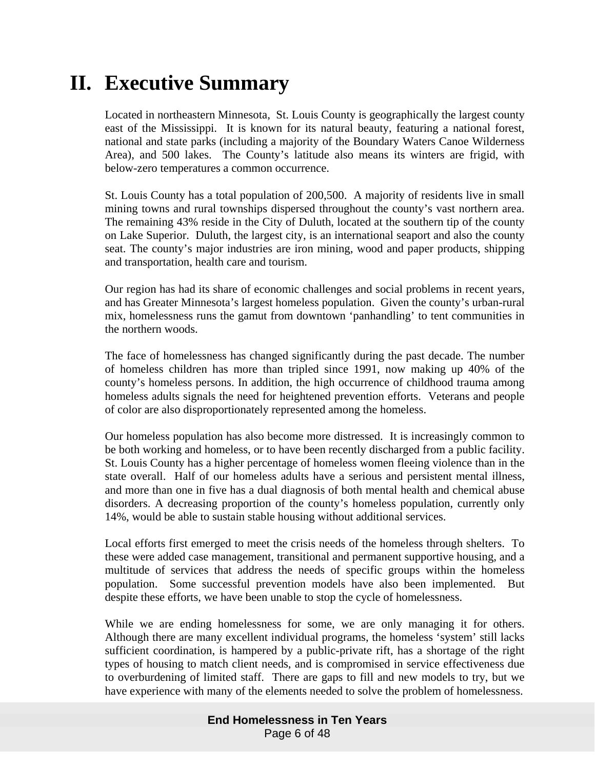# II. Executive Summary

Located in northeastern Minnesota, St. Louis County is geographically the largest county east of the Mississippi. It is known for its natural beauty, featuring a national forest, national and state parks (including a majority of the Boundary Waters Canoe Wilderness Area), and 500 lakes. The County's latitude also means its winters are frigid, with below-zero temperatures a common occurrence.

St. Louis County has a total population of 200,500. A majority of residents live in small mining towns and rural townships dispersed throughout the county's vast northern area. The remaining 43% reside in the City of Duluth, located at the southern tip of the county on Lake Superior. Duluth, the largest city, is an international seaport and also the county seat. The county's major industries are iron mining, wood and paper products, shipping and transportation, health care and tourism.

Our region has had its share of economic challenges and social problems in recent years, and has Greater Minnesota's largest homeless population. Given the county's urban-rural mix, homelessness runs the gamut from downtown 'panhandling' to tent communities in the northern woods.

The face of homelessness has changed significantly during the past decade. The number of homeless children has more than tripled since 1991, now making up 40% of the county's homeless persons. In addition, the high occurrence of childhood trauma among homeless adults signals the need for heightened prevention efforts. Veterans and people of color are also disproportionately represented among the homeless.

Our homeless population has also become more distressed. It is increasingly common to be both working and homeless, or to have been recently discharged from a public facility. St. Louis County has a higher percentage of homeless women fleeing violence than in the state overall. Half of our homeless adults have a serious and persistent mental illness, and more than one in five has a dual diagnosis of both mental health and chemical abuse disorders. A decreasing proportion of the county's homeless population, currently only 14%, would be able to sustain stable housing without additional services.

Local efforts first emerged to meet the crisis needs of the homeless through shelters. To these were added case management, transitional and permanent supportive housing, and a multitude of services that address the needs of specific groups within the homeless population. Some successful prevention models have also been implemented. But despite these efforts, we have been unable to stop the cycle of homelessness.

While we are ending homelessness for some, we are only managing it for others. Although there are many excellent individual programs, the homeless 'system' still lacks sufficient coordination, is hampered by a public-private rift, has a shortage of the right types of housing to match client needs, and is compromised in service effectiveness due to overburdening of limited staff. There are gaps to fill and new models to try, but we have experience with many of the elements needed to solve the problem of homelessness.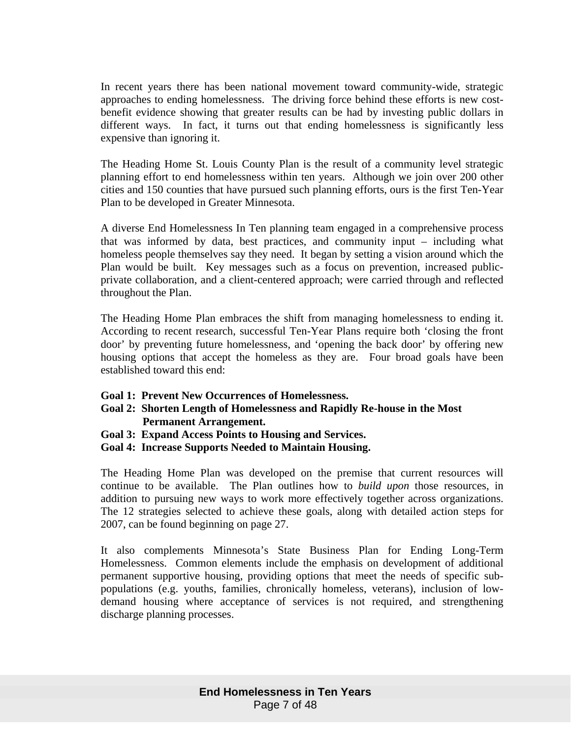In recent years there has been national movement toward community-wide, strategic approaches to ending homelessness. The driving force behind these efforts is new cost-benefit evidence showing that greater results can be had by investing public dollars in different ways. In fact, it turns out that ending homelessness is significantly less expensive than ignoring it.

The Heading Home St. Louis County Plan is the result of a community level strategic planning effort to end homelessness within ten years. Although we join over 200 other cities and 150 counties that have pursued such planning efforts, ours is the first Ten-Year Plan to be developed in Greater Minnesota.

A diverse End Homelessness In Ten planning team engaged in a comprehensive process that was informed by data, best practices, and community input – including what homeless people themselves say they need. It began by setting a vision around which the Plan would be built. Key messages such as a focus on prevention, increased public-private collaboration, and a client-centered approach; were carried through and reflected throughout the Plan.

The Heading Home Plan embraces the shift from managing homelessness to ending it. According to recent research, successful Ten-Year Plans require both 'closing the front door' by preventing future homelessness, and 'opening the back door' by offering new housing options that accept the homeless as they are. Four broad goals have been established toward this end:

**Goal 1: Prevent New Occurrences of Homelessness.**
**Goal 2: Shorten Length of Homelessness and Rapidly Re-house in the Most Permanent Arrangement.**
**Goal 3: Expand Access Points to Housing and Services.**
**Goal 4: Increase Supports Needed to Maintain Housing.**

The Heading Home Plan was developed on the premise that current resources will continue to be available. The Plan outlines how to *build upon* those resources, in addition to pursuing new ways to work more effectively together across organizations. The 12 strategies selected to achieve these goals, along with detailed action steps for 2007, can be found beginning on page 27.

It also complements Minnesota's State Business Plan for Ending Long-Term Homelessness. Common elements include the emphasis on development of additional permanent supportive housing, providing options that meet the needs of specific sub-populations (e.g. youths, families, chronically homeless, veterans), inclusion of low-demand housing where acceptance of services is not required, and strengthening discharge planning processes.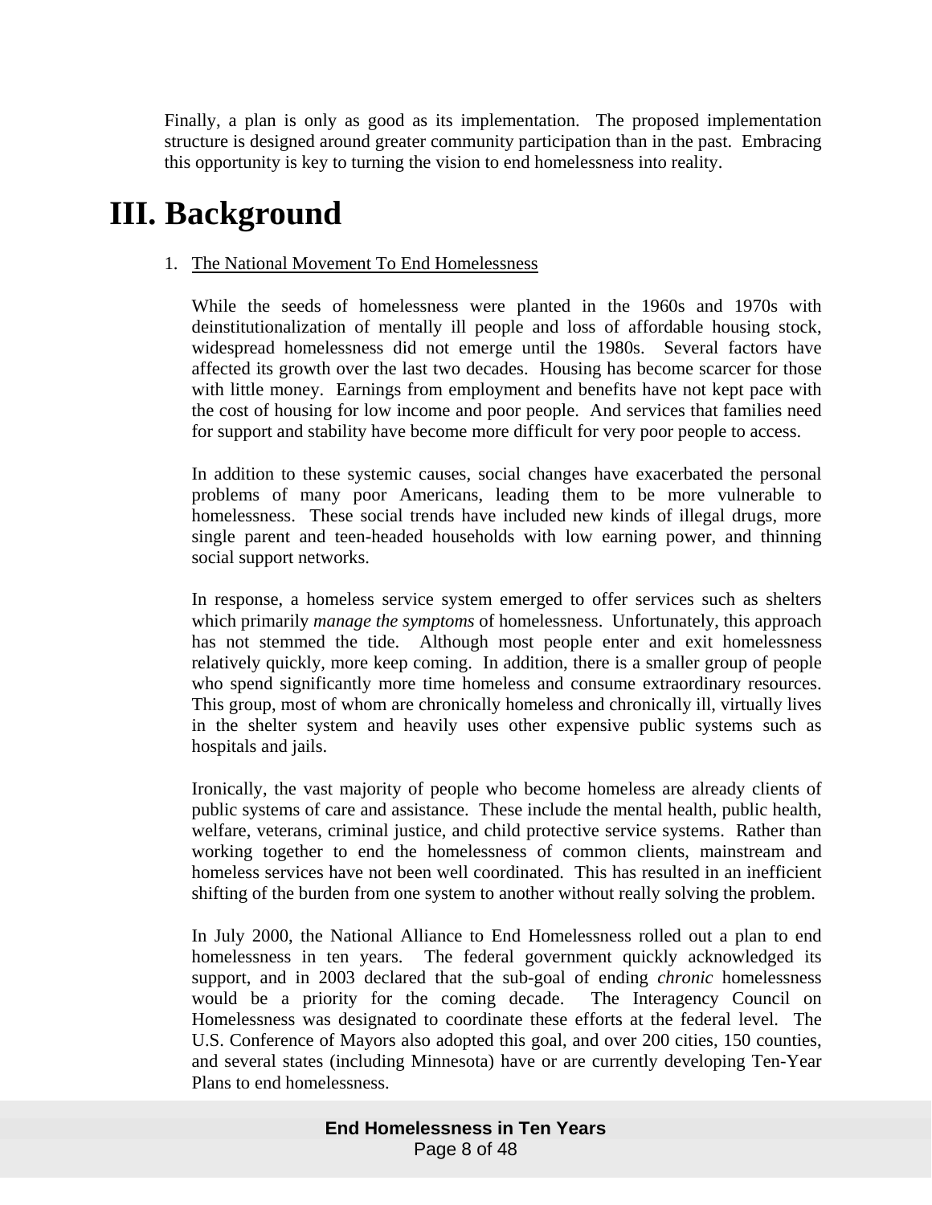Finally, a plan is only as good as its implementation. The proposed implementation structure is designed around greater community participation than in the past. Embracing this opportunity is key to turning the vision to end homelessness into reality.

# III. Background

1. The National Movement To End Homelessness

While the seeds of homelessness were planted in the 1960s and 1970s with deinstitutionalization of mentally ill people and loss of affordable housing stock, widespread homelessness did not emerge until the 1980s. Several factors have affected its growth over the last two decades. Housing has become scarcer for those with little money. Earnings from employment and benefits have not kept pace with the cost of housing for low income and poor people. And services that families need for support and stability have become more difficult for very poor people to access.

In addition to these systemic causes, social changes have exacerbated the personal problems of many poor Americans, leading them to be more vulnerable to homelessness. These social trends have included new kinds of illegal drugs, more single parent and teen-headed households with low earning power, and thinning social support networks.

In response, a homeless service system emerged to offer services such as shelters which primarily *manage the symptoms* of homelessness. Unfortunately, this approach has not stemmed the tide. Although most people enter and exit homelessness relatively quickly, more keep coming. In addition, there is a smaller group of people who spend significantly more time homeless and consume extraordinary resources. This group, most of whom are chronically homeless and chronically ill, virtually lives in the shelter system and heavily uses other expensive public systems such as hospitals and jails.

Ironically, the vast majority of people who become homeless are already clients of public systems of care and assistance. These include the mental health, public health, welfare, veterans, criminal justice, and child protective service systems. Rather than working together to end the homelessness of common clients, mainstream and homeless services have not been well coordinated. This has resulted in an inefficient shifting of the burden from one system to another without really solving the problem.

In July 2000, the National Alliance to End Homelessness rolled out a plan to end homelessness in ten years. The federal government quickly acknowledged its support, and in 2003 declared that the sub-goal of ending *chronic* homelessness would be a priority for the coming decade. The Interagency Council on Homelessness was designated to coordinate these efforts at the federal level. The U.S. Conference of Mayors also adopted this goal, and over 200 cities, 150 counties, and several states (including Minnesota) have or are currently developing Ten-Year Plans to end homelessness.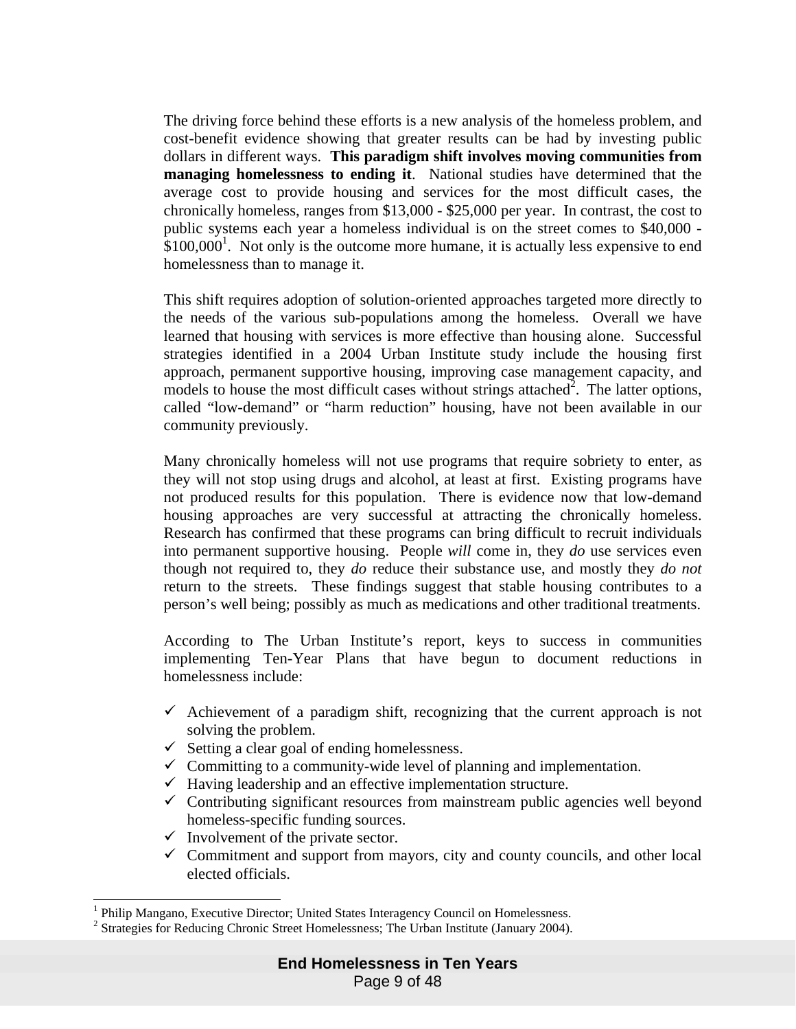The driving force behind these efforts is a new analysis of the homeless problem, and cost-benefit evidence showing that greater results can be had by investing public dollars in different ways. **This paradigm shift involves moving communities from managing homelessness to ending it**. National studies have determined that the average cost to provide housing and services for the most difficult cases, the chronically homeless, ranges from $13,000 - $25,000 per year. In contrast, the cost to public systems each year a homeless individual is on the street comes to $40,000 - $100,000[1]. Not only is the outcome more humane, it is actually less expensive to end homelessness than to manage it.

This shift requires adoption of solution-oriented approaches targeted more directly to the needs of the various sub-populations among the homeless. Overall we have learned that housing with services is more effective than housing alone. Successful strategies identified in a 2004 Urban Institute study include the housing first approach, permanent supportive housing, improving case management capacity, and models to house the most difficult cases without strings attached[2]. The latter options, called "low-demand" or "harm reduction" housing, have not been available in our community previously.

Many chronically homeless will not use programs that require sobriety to enter, as they will not stop using drugs and alcohol, at least at first. Existing programs have not produced results for this population. There is evidence now that low-demand housing approaches are very successful at attracting the chronically homeless. Research has confirmed that these programs can bring difficult to recruit individuals into permanent supportive housing. People *will* come in, they *do* use services even though not required to, they *do* reduce their substance use, and mostly they *do not* return to the streets. These findings suggest that stable housing contributes to a person's well being; possibly as much as medications and other traditional treatments.

According to The Urban Institute's report, keys to success in communities implementing Ten-Year Plans that have begun to document reductions in homelessness include:

- ✓ Achievement of a paradigm shift, recognizing that the current approach is not solving the problem.
- ✓ Setting a clear goal of ending homelessness.
- ✓ Committing to a community-wide level of planning and implementation.
- ✓ Having leadership and an effective implementation structure.
- ✓ Contributing significant resources from mainstream public agencies well beyond homeless-specific funding sources.
- ✓ Involvement of the private sector.
- ✓ Commitment and support from mayors, city and county councils, and other local elected officials.

---

[1] Philip Mangano, Executive Director; United States Interagency Council on Homelessness.

[2] Strategies for Reducing Chronic Street Homelessness; The Urban Institute (January 2004).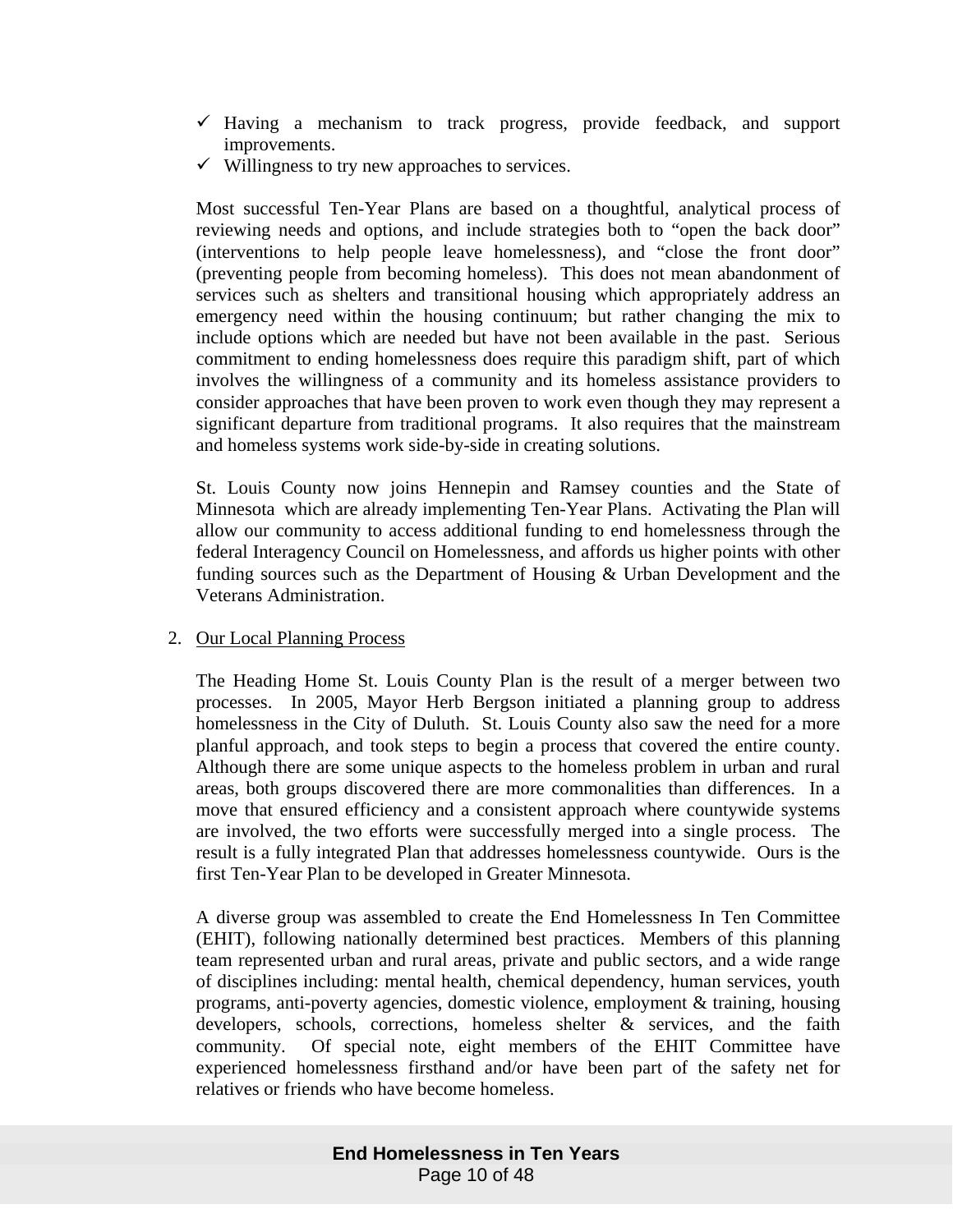- ✓ Having a mechanism to track progress, provide feedback, and support improvements.
- ✓ Willingness to try new approaches to services.

Most successful Ten-Year Plans are based on a thoughtful, analytical process of reviewing needs and options, and include strategies both to "open the back door" (interventions to help people leave homelessness), and "close the front door" (preventing people from becoming homeless). This does not mean abandonment of services such as shelters and transitional housing which appropriately address an emergency need within the housing continuum; but rather changing the mix to include options which are needed but have not been available in the past. Serious commitment to ending homelessness does require this paradigm shift, part of which involves the willingness of a community and its homeless assistance providers to consider approaches that have been proven to work even though they may represent a significant departure from traditional programs. It also requires that the mainstream and homeless systems work side-by-side in creating solutions.

St. Louis County now joins Hennepin and Ramsey counties and the State of Minnesota which are already implementing Ten-Year Plans. Activating the Plan will allow our community to access additional funding to end homelessness through the federal Interagency Council on Homelessness, and affords us higher points with other funding sources such as the Department of Housing & Urban Development and the Veterans Administration.

2. Our Local Planning Process

The Heading Home St. Louis County Plan is the result of a merger between two processes. In 2005, Mayor Herb Bergson initiated a planning group to address homelessness in the City of Duluth. St. Louis County also saw the need for a more planful approach, and took steps to begin a process that covered the entire county. Although there are some unique aspects to the homeless problem in urban and rural areas, both groups discovered there are more commonalities than differences. In a move that ensured efficiency and a consistent approach where countywide systems are involved, the two efforts were successfully merged into a single process. The result is a fully integrated Plan that addresses homelessness countywide. Ours is the first Ten-Year Plan to be developed in Greater Minnesota.

A diverse group was assembled to create the End Homelessness In Ten Committee (EHIT), following nationally determined best practices. Members of this planning team represented urban and rural areas, private and public sectors, and a wide range of disciplines including: mental health, chemical dependency, human services, youth programs, anti-poverty agencies, domestic violence, employment & training, housing developers, schools, corrections, homeless shelter & services, and the faith community. Of special note, eight members of the EHIT Committee have experienced homelessness firsthand and/or have been part of the safety net for relatives or friends who have become homeless.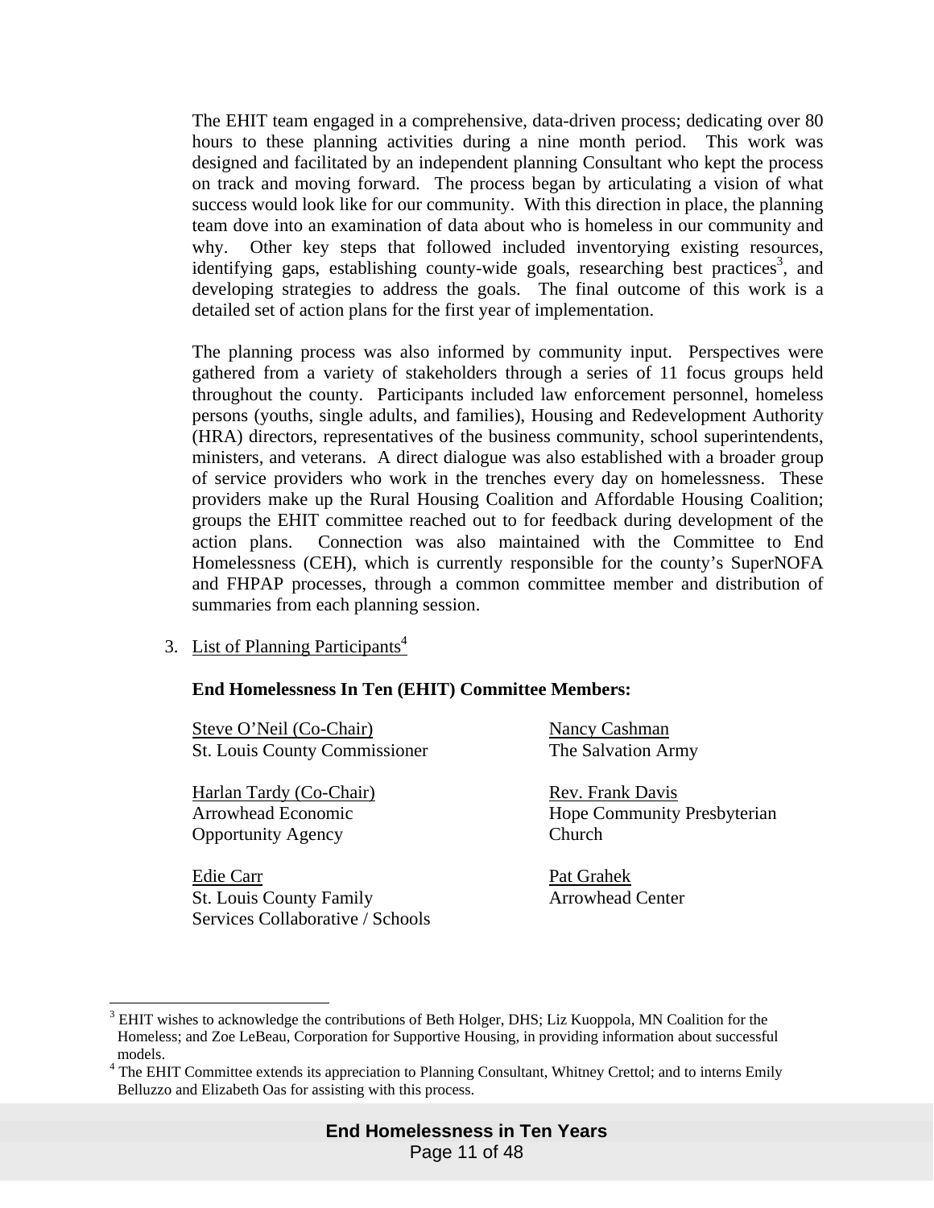The EHIT team engaged in a comprehensive, data-driven process; dedicating over 80 hours to these planning activities during a nine month period. This work was designed and facilitated by an independent planning Consultant who kept the process on track and moving forward. The process began by articulating a vision of what success would look like for our community. With this direction in place, the planning team dove into an examination of data about who is homeless in our community and why. Other key steps that followed included inventorying existing resources, identifying gaps, establishing county-wide goals, researching best practices[3], and developing strategies to address the goals. The final outcome of this work is a detailed set of action plans for the first year of implementation.

The planning process was also informed by community input. Perspectives were gathered from a variety of stakeholders through a series of 11 focus groups held throughout the county. Participants included law enforcement personnel, homeless persons (youths, single adults, and families), Housing and Redevelopment Authority (HRA) directors, representatives of the business community, school superintendents, ministers, and veterans. A direct dialogue was also established with a broader group of service providers who work in the trenches every day on homelessness. These providers make up the Rural Housing Coalition and Affordable Housing Coalition; groups the EHIT committee reached out to for feedback during development of the action plans. Connection was also maintained with the Committee to End Homelessness (CEH), which is currently responsible for the county's SuperNOFA and FHPAP processes, through a common committee member and distribution of summaries from each planning session.

3. List of Planning Participants[4]

**End Homelessness In Ten (EHIT) Committee Members:**

Steve O'Neil (Co-Chair)
St. Louis County Commissioner

Harlan Tardy (Co-Chair)
Arrowhead Economic Opportunity Agency

Edie Carr
St. Louis County Family Services Collaborative / Schools

Nancy Cashman
The Salvation Army

Rev. Frank Davis
Hope Community Presbyterian Church

Pat Grahek
Arrowhead Center

---

[3] EHIT wishes to acknowledge the contributions of Beth Holger, DHS; Liz Kuoppola, MN Coalition for the Homeless; and Zoe LeBeau, Corporation for Supportive Housing, in providing information about successful models.

[4] The EHIT Committee extends its appreciation to Planning Consultant, Whitney Crettol; and to interns Emily Belluzzo and Elizabeth Oas for assisting with this process.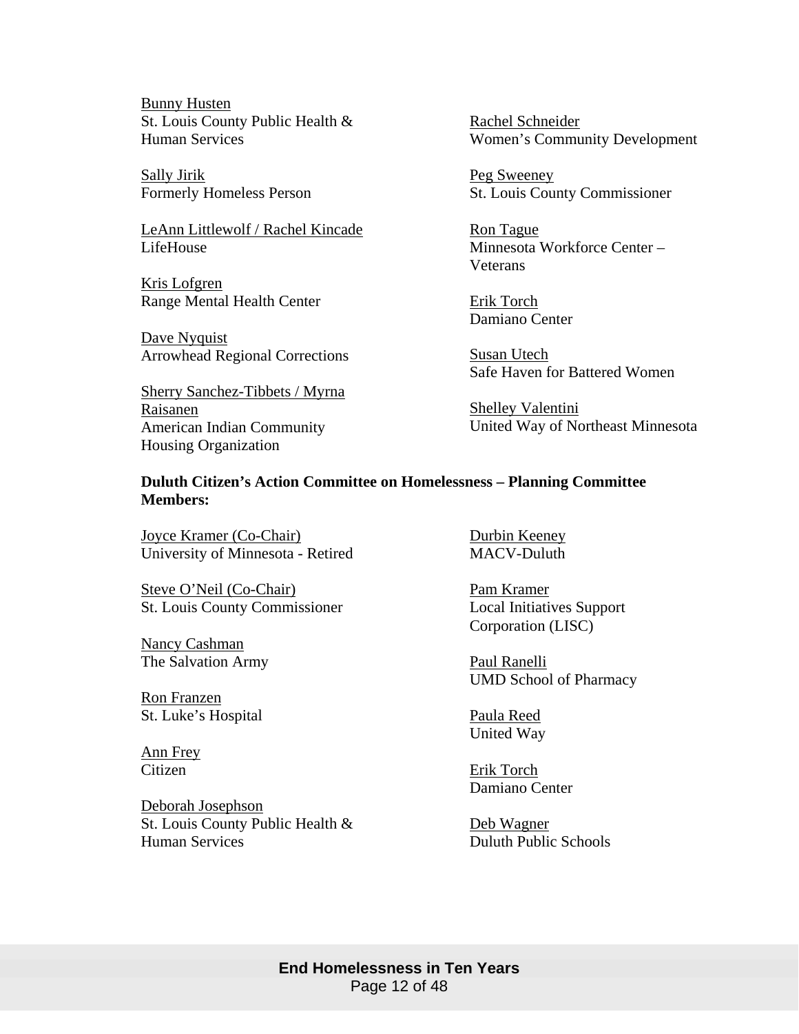Bunny Husten
St. Louis County Public Health & Human Services

Sally Jirik
Formerly Homeless Person

LeAnn Littlewolf / Rachel Kincade
LifeHouse

Kris Lofgren
Range Mental Health Center

Dave Nyquist
Arrowhead Regional Corrections

Sherry Sanchez-Tibbets / Myrna Raisanen
American Indian Community Housing Organization

Rachel Schneider
Women's Community Development

Peg Sweeney
St. Louis County Commissioner

Ron Tague
Minnesota Workforce Center – Veterans

Erik Torch
Damiano Center

Susan Utech
Safe Haven for Battered Women

Shelley Valentini
United Way of Northeast Minnesota

**Duluth Citizen's Action Committee on Homelessness – Planning Committee Members:**

Joyce Kramer (Co-Chair)
University of Minnesota - Retired

Steve O'Neil (Co-Chair)
St. Louis County Commissioner

Nancy Cashman
The Salvation Army

Ron Franzen
St. Luke's Hospital

Ann Frey
Citizen

Deborah Josephson
St. Louis County Public Health & Human Services

Durbin Keeney
MACV-Duluth

Pam Kramer
Local Initiatives Support Corporation (LISC)

Paul Ranelli
UMD School of Pharmacy

Paula Reed
United Way

Erik Torch
Damiano Center

Deb Wagner
Duluth Public Schools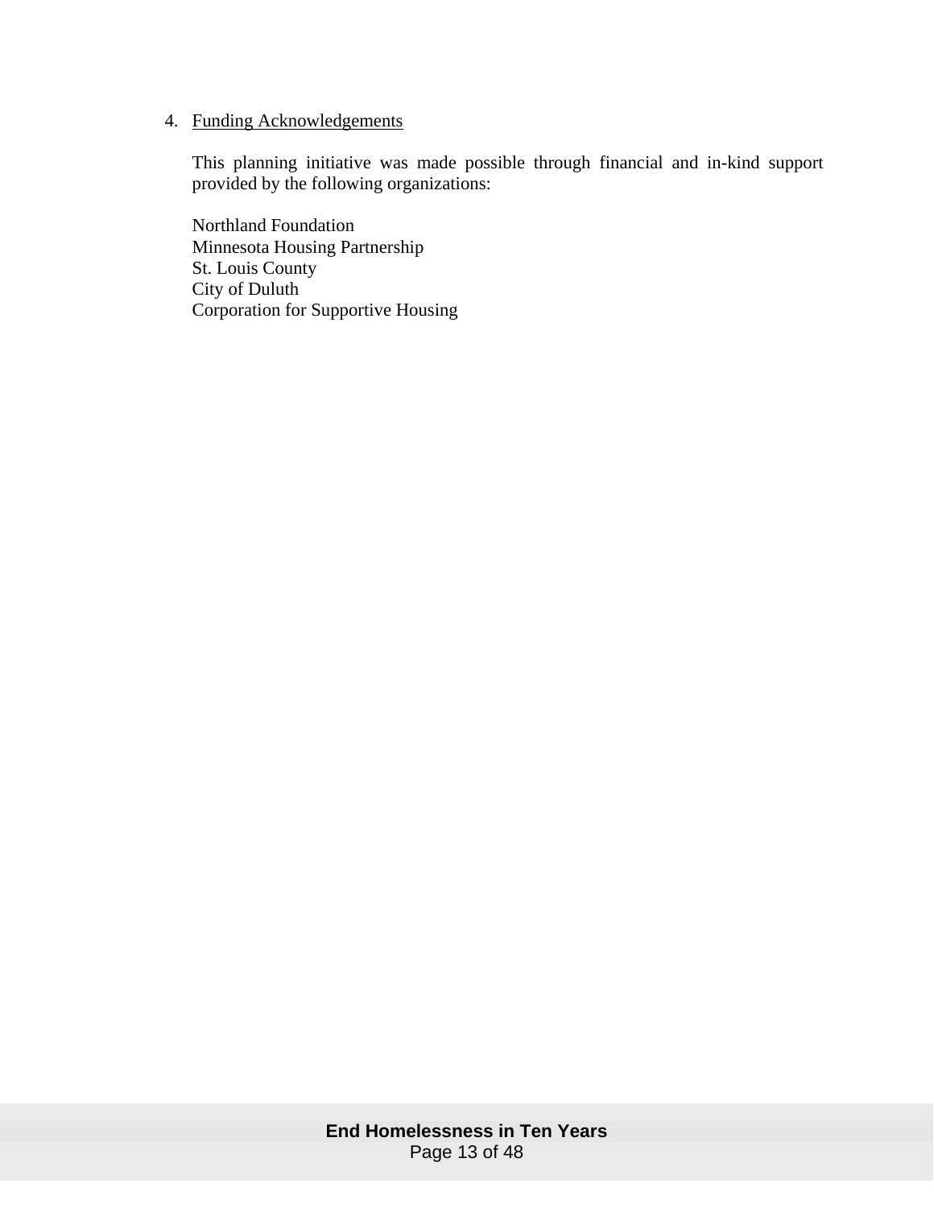4. Funding Acknowledgements

   This planning initiative was made possible through financial and in-kind support provided by the following organizations:

   Northland Foundation
   Minnesota Housing Partnership
   St. Louis County
   City of Duluth
   Corporation for Supportive Housing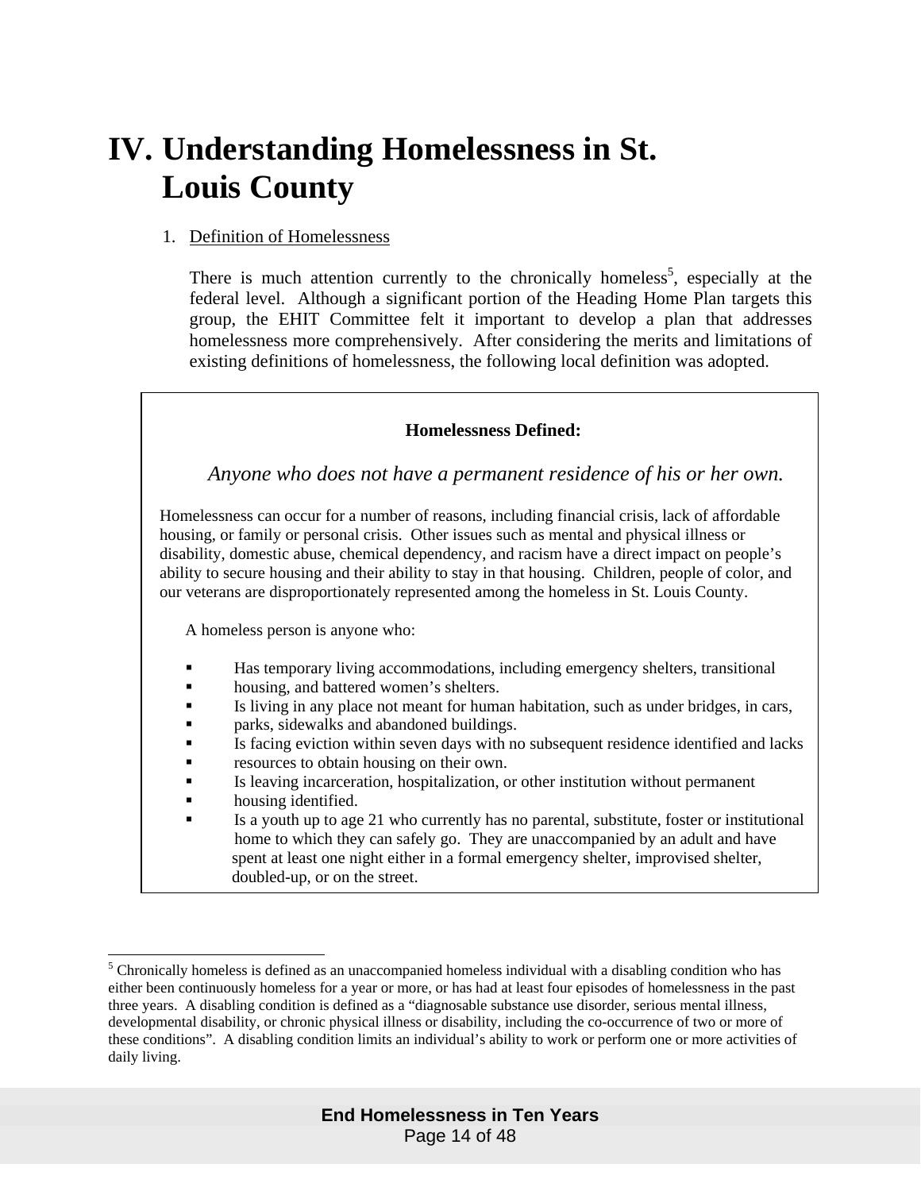# IV. Understanding Homelessness in St. Louis County

1. Definition of Homelessness

   There is much attention currently to the chronically homeless[5], especially at the federal level. Although a significant portion of the Heading Home Plan targets this group, the EHIT Committee felt it important to develop a plan that addresses homelessness more comprehensively. After considering the merits and limitations of existing definitions of homelessness, the following local definition was adopted.

**Homelessness Defined:**

*Anyone who does not have a permanent residence of his or her own.*

Homelessness can occur for a number of reasons, including financial crisis, lack of affordable housing, or family or personal crisis. Other issues such as mental and physical illness or disability, domestic abuse, chemical dependency, and racism have a direct impact on people's ability to secure housing and their ability to stay in that housing. Children, people of color, and our veterans are disproportionately represented among the homeless in St. Louis County.

A homeless person is anyone who:

- Has temporary living accommodations, including emergency shelters, transitional housing, and battered women's shelters.
- Is living in any place not meant for human habitation, such as under bridges, in cars, parks, sidewalks and abandoned buildings.
- Is facing eviction within seven days with no subsequent residence identified and lacks resources to obtain housing on their own.
- Is leaving incarceration, hospitalization, or other institution without permanent housing identified.
- Is a youth up to age 21 who currently has no parental, substitute, foster or institutional home to which they can safely go. They are unaccompanied by an adult and have spent at least one night either in a formal emergency shelter, improvised shelter, doubled-up, or on the street.

---

[5] Chronically homeless is defined as an unaccompanied homeless individual with a disabling condition who has either been continuously homeless for a year or more, or has had at least four episodes of homelessness in the past three years. A disabling condition is defined as a "diagnosable substance use disorder, serious mental illness, developmental disability, or chronic physical illness or disability, including the co-occurrence of two or more of these conditions". A disabling condition limits an individual's ability to work or perform one or more activities of daily living.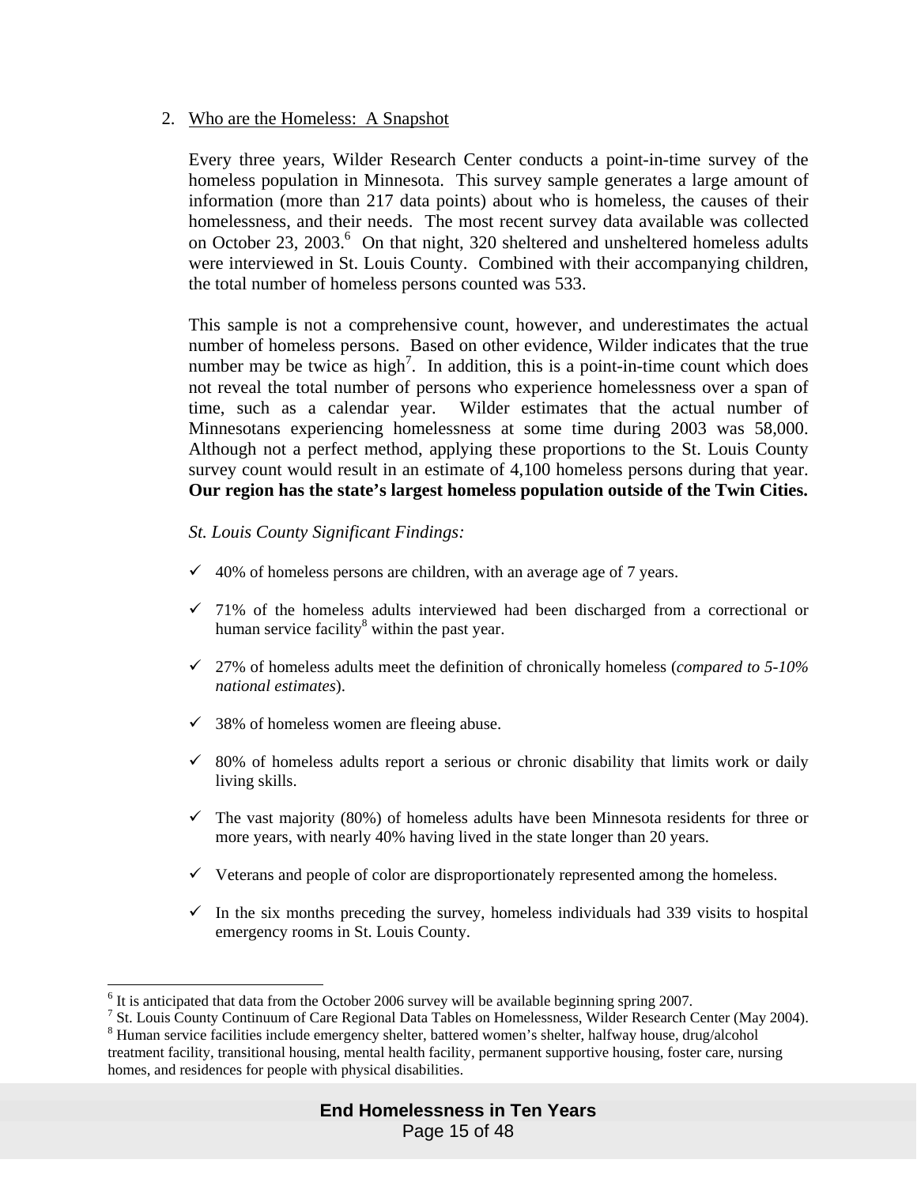## 2. Who are the Homeless: A Snapshot

Every three years, Wilder Research Center conducts a point-in-time survey of the homeless population in Minnesota. This survey sample generates a large amount of information (more than 217 data points) about who is homeless, the causes of their homelessness, and their needs. The most recent survey data available was collected on October 23, 2003.[6] On that night, 320 sheltered and unsheltered homeless adults were interviewed in St. Louis County. Combined with their accompanying children, the total number of homeless persons counted was 533.

This sample is not a comprehensive count, however, and underestimates the actual number of homeless persons. Based on other evidence, Wilder indicates that the true number may be twice as high[7]. In addition, this is a point-in-time count which does not reveal the total number of persons who experience homelessness over a span of time, such as a calendar year. Wilder estimates that the actual number of Minnesotans experiencing homelessness at some time during 2003 was 58,000. Although not a perfect method, applying these proportions to the St. Louis County survey count would result in an estimate of 4,100 homeless persons during that year. **Our region has the state's largest homeless population outside of the Twin Cities.**

*St. Louis County Significant Findings:*

- ✓ 40% of homeless persons are children, with an average age of 7 years.
- ✓ 71% of the homeless adults interviewed had been discharged from a correctional or human service facility[8] within the past year.
- ✓ 27% of homeless adults meet the definition of chronically homeless (*compared to 5-10% national estimates*).
- ✓ 38% of homeless women are fleeing abuse.
- ✓ 80% of homeless adults report a serious or chronic disability that limits work or daily living skills.
- ✓ The vast majority (80%) of homeless adults have been Minnesota residents for three or more years, with nearly 40% having lived in the state longer than 20 years.
- ✓ Veterans and people of color are disproportionately represented among the homeless.
- ✓ In the six months preceding the survey, homeless individuals had 339 visits to hospital emergency rooms in St. Louis County.

---

[6] It is anticipated that data from the October 2006 survey will be available beginning spring 2007.

[7] St. Louis County Continuum of Care Regional Data Tables on Homelessness, Wilder Research Center (May 2004).

[8] Human service facilities include emergency shelter, battered women's shelter, halfway house, drug/alcohol treatment facility, transitional housing, mental health facility, permanent supportive housing, foster care, nursing homes, and residences for people with physical disabilities.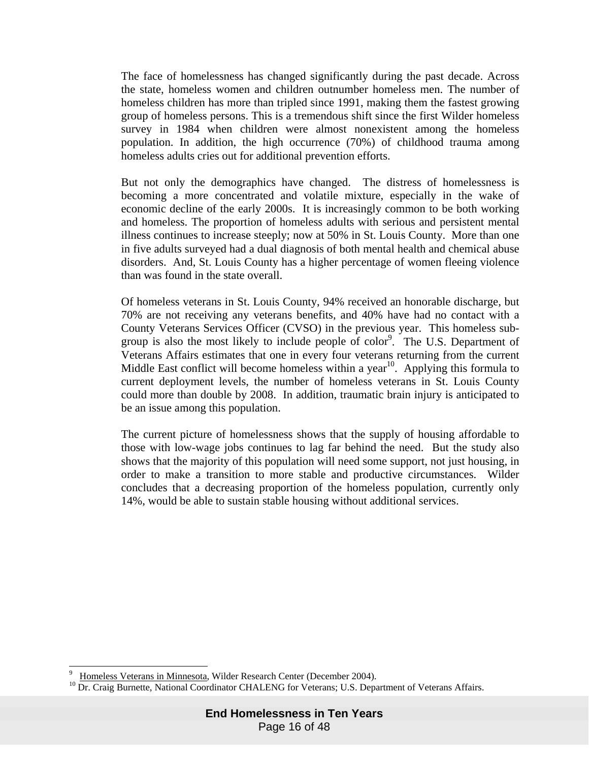The face of homelessness has changed significantly during the past decade. Across the state, homeless women and children outnumber homeless men. The number of homeless children has more than tripled since 1991, making them the fastest growing group of homeless persons. This is a tremendous shift since the first Wilder homeless survey in 1984 when children were almost nonexistent among the homeless population. In addition, the high occurrence (70%) of childhood trauma among homeless adults cries out for additional prevention efforts.

But not only the demographics have changed. The distress of homelessness is becoming a more concentrated and volatile mixture, especially in the wake of economic decline of the early 2000s. It is increasingly common to be both working and homeless. The proportion of homeless adults with serious and persistent mental illness continues to increase steeply; now at 50% in St. Louis County. More than one in five adults surveyed had a dual diagnosis of both mental health and chemical abuse disorders. And, St. Louis County has a higher percentage of women fleeing violence than was found in the state overall.

Of homeless veterans in St. Louis County, 94% received an honorable discharge, but 70% are not receiving any veterans benefits, and 40% have had no contact with a County Veterans Services Officer (CVSO) in the previous year. This homeless sub-group is also the most likely to include people of color[9]. The U.S. Department of Veterans Affairs estimates that one in every four veterans returning from the current Middle East conflict will become homeless within a year[10]. Applying this formula to current deployment levels, the number of homeless veterans in St. Louis County could more than double by 2008. In addition, traumatic brain injury is anticipated to be an issue among this population.

The current picture of homelessness shows that the supply of housing affordable to those with low-wage jobs continues to lag far behind the need. But the study also shows that the majority of this population will need some support, not just housing, in order to make a transition to more stable and productive circumstances. Wilder concludes that a decreasing proportion of the homeless population, currently only 14%, would be able to sustain stable housing without additional services.

---

[9] Homeless Veterans in Minnesota, Wilder Research Center (December 2004).

[10] Dr. Craig Burnette, National Coordinator CHALENG for Veterans; U.S. Department of Veterans Affairs.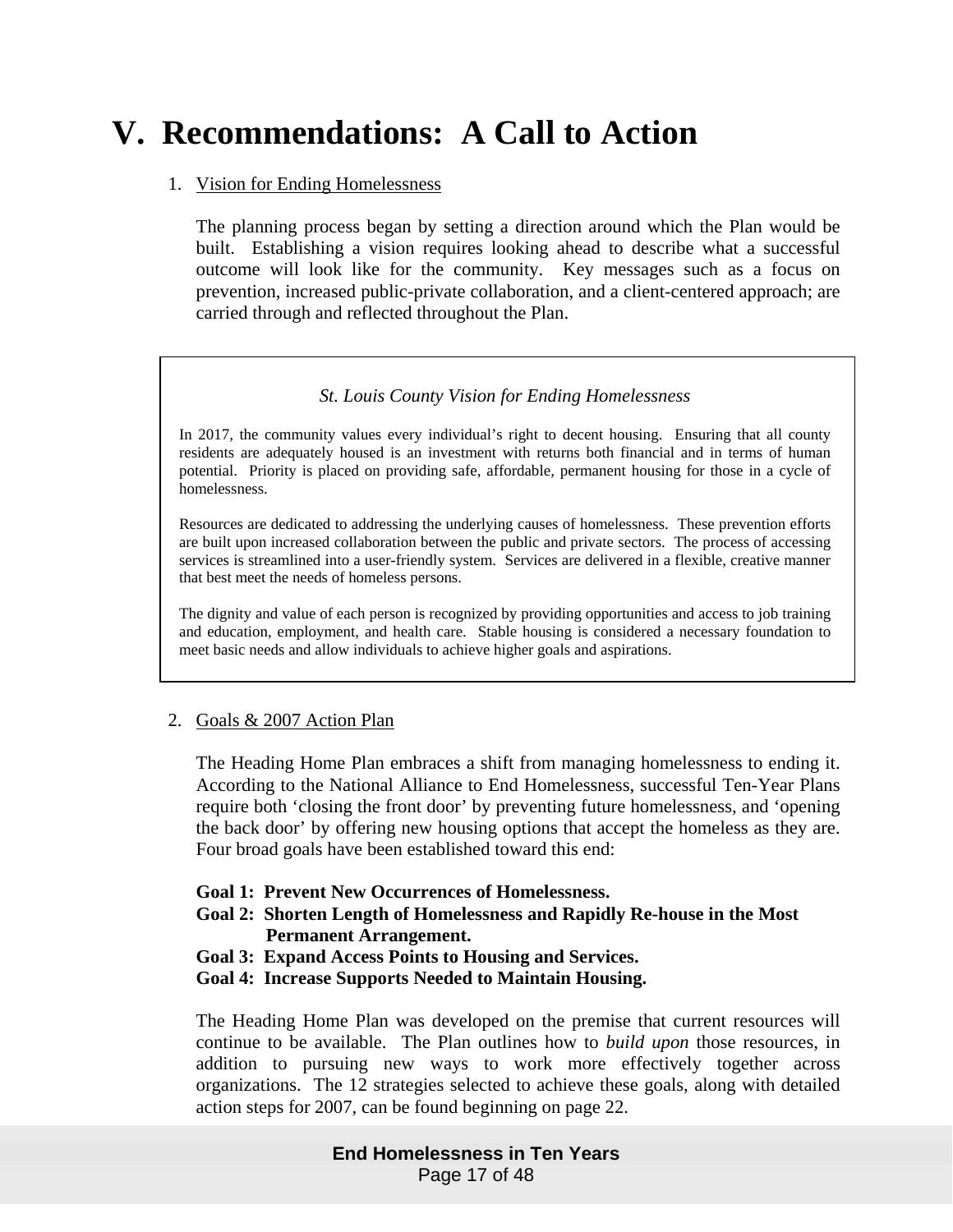# V. Recommendations: A Call to Action

1. Vision for Ending Homelessness

   The planning process began by setting a direction around which the Plan would be built. Establishing a vision requires looking ahead to describe what a successful outcome will look like for the community. Key messages such as a focus on prevention, increased public-private collaboration, and a client-centered approach; are carried through and reflected throughout the Plan.

> *St. Louis County Vision for Ending Homelessness*
>
> In 2017, the community values every individual's right to decent housing. Ensuring that all county residents are adequately housed is an investment with returns both financial and in terms of human potential. Priority is placed on providing safe, affordable, permanent housing for those in a cycle of homelessness.
>
> Resources are dedicated to addressing the underlying causes of homelessness. These prevention efforts are built upon increased collaboration between the public and private sectors. The process of accessing services is streamlined into a user-friendly system. Services are delivered in a flexible, creative manner that best meet the needs of homeless persons.
>
> The dignity and value of each person is recognized by providing opportunities and access to job training and education, employment, and health care. Stable housing is considered a necessary foundation to meet basic needs and allow individuals to achieve higher goals and aspirations.

2. Goals & 2007 Action Plan

   The Heading Home Plan embraces a shift from managing homelessness to ending it. According to the National Alliance to End Homelessness, successful Ten-Year Plans require both 'closing the front door' by preventing future homelessness, and 'opening the back door' by offering new housing options that accept the homeless as they are. Four broad goals have been established toward this end:

   **Goal 1: Prevent New Occurrences of Homelessness.**
   **Goal 2: Shorten Length of Homelessness and Rapidly Re-house in the Most Permanent Arrangement.**
   **Goal 3: Expand Access Points to Housing and Services.**
   **Goal 4: Increase Supports Needed to Maintain Housing.**

   The Heading Home Plan was developed on the premise that current resources will continue to be available. The Plan outlines how to *build upon* those resources, in addition to pursuing new ways to work more effectively together across organizations. The 12 strategies selected to achieve these goals, along with detailed action steps for 2007, can be found beginning on page 22.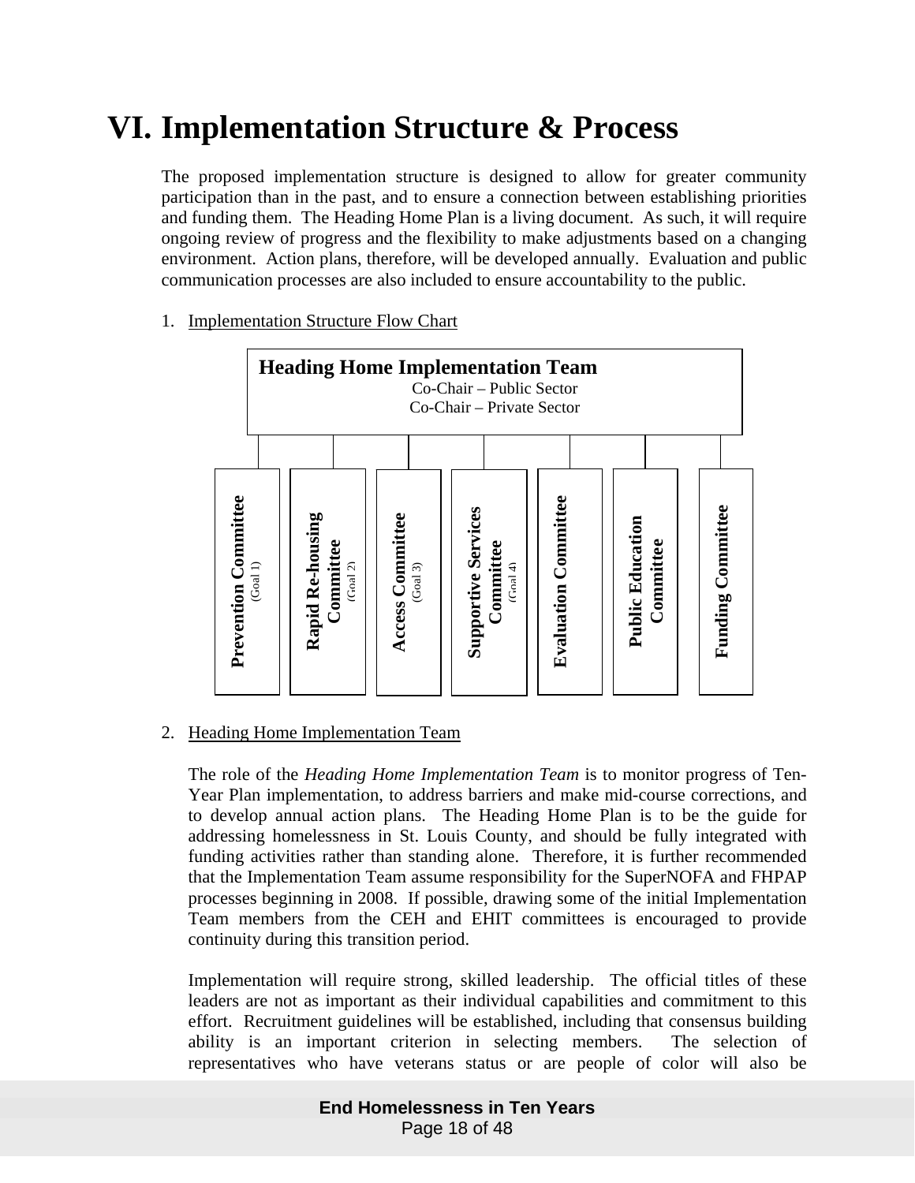# VI. Implementation Structure & Process

The proposed implementation structure is designed to allow for greater community participation than in the past, and to ensure a connection between establishing priorities and funding them. The Heading Home Plan is a living document. As such, it will require ongoing review of progress and the flexibility to make adjustments based on a changing environment. Action plans, therefore, will be developed annually. Evaluation and public communication processes are also included to ensure accountability to the public.

1. Implementation Structure Flow Chart

**Heading Home Implementation Team**
Co-Chair – Public Sector
Co-Chair – Private Sector

- **Prevention Committee** (Goal 1)
- **Rapid Re-housing Committee** (Goal 2)
- **Access Committee** (Goal 3)
- **Supportive Services Committee** (Goal 4)
- **Evaluation Committee**
- **Public Education Committee**
- **Funding Committee**

2. Heading Home Implementation Team

The role of the *Heading Home Implementation Team* is to monitor progress of Ten-Year Plan implementation, to address barriers and make mid-course corrections, and to develop annual action plans. The Heading Home Plan is to be the guide for addressing homelessness in St. Louis County, and should be fully integrated with funding activities rather than standing alone. Therefore, it is further recommended that the Implementation Team assume responsibility for the SuperNOFA and FHPAP processes beginning in 2008. If possible, drawing some of the initial Implementation Team members from the CEH and EHIT committees is encouraged to provide continuity during this transition period.

Implementation will require strong, skilled leadership. The official titles of these leaders are not as important as their individual capabilities and commitment to this effort. Recruitment guidelines will be established, including that consensus building ability is an important criterion in selecting members. The selection of representatives who have veterans status or are people of color will also be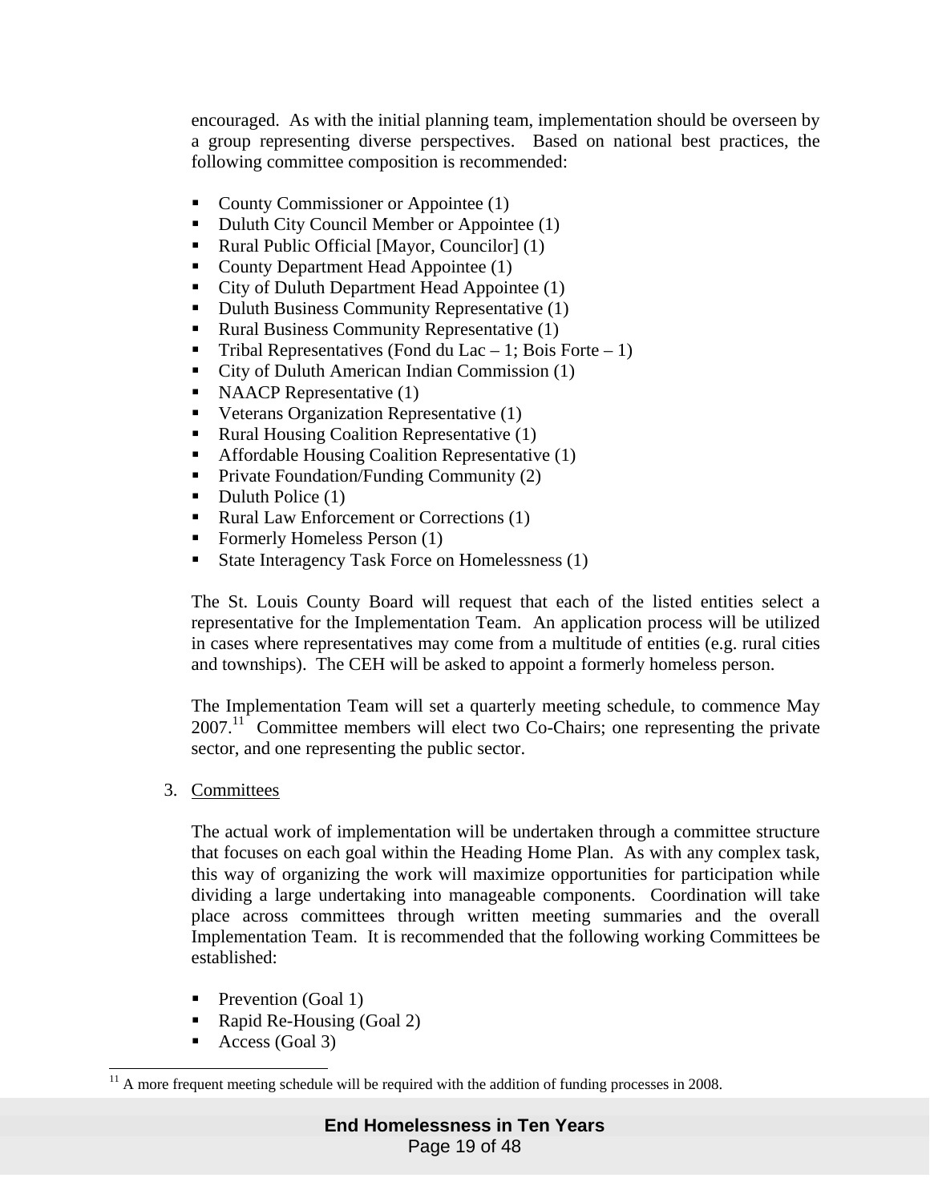encouraged. As with the initial planning team, implementation should be overseen by a group representing diverse perspectives. Based on national best practices, the following committee composition is recommended:

- County Commissioner or Appointee (1)
- Duluth City Council Member or Appointee (1)
- Rural Public Official [Mayor, Councilor] (1)
- County Department Head Appointee (1)
- City of Duluth Department Head Appointee (1)
- Duluth Business Community Representative (1)
- Rural Business Community Representative (1)
- Tribal Representatives (Fond du Lac – 1; Bois Forte – 1)
- City of Duluth American Indian Commission (1)
- NAACP Representative (1)
- Veterans Organization Representative (1)
- Rural Housing Coalition Representative (1)
- Affordable Housing Coalition Representative (1)
- Private Foundation/Funding Community (2)
- Duluth Police (1)
- Rural Law Enforcement or Corrections (1)
- Formerly Homeless Person (1)
- State Interagency Task Force on Homelessness (1)

The St. Louis County Board will request that each of the listed entities select a representative for the Implementation Team. An application process will be utilized in cases where representatives may come from a multitude of entities (e.g. rural cities and townships). The CEH will be asked to appoint a formerly homeless person.

The Implementation Team will set a quarterly meeting schedule, to commence May 2007.[11] Committee members will elect two Co-Chairs; one representing the private sector, and one representing the public sector.

3. Committees

The actual work of implementation will be undertaken through a committee structure that focuses on each goal within the Heading Home Plan. As with any complex task, this way of organizing the work will maximize opportunities for participation while dividing a large undertaking into manageable components. Coordination will take place across committees through written meeting summaries and the overall Implementation Team. It is recommended that the following working Committees be established:

- Prevention (Goal 1)
- Rapid Re-Housing (Goal 2)
- Access (Goal 3)

[11] A more frequent meeting schedule will be required with the addition of funding processes in 2008.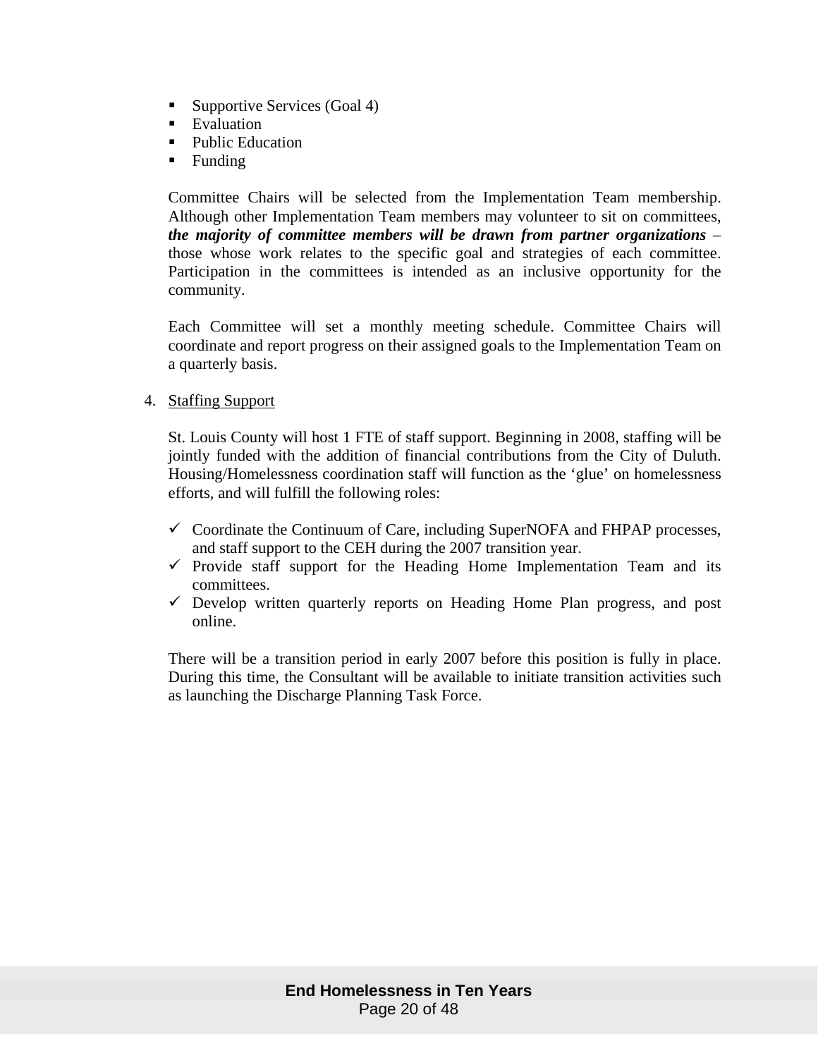- Supportive Services (Goal 4)
- Evaluation
- Public Education
- Funding

Committee Chairs will be selected from the Implementation Team membership. Although other Implementation Team members may volunteer to sit on committees, ***the majority of committee members will be drawn from partner organizations*** – those whose work relates to the specific goal and strategies of each committee. Participation in the committees is intended as an inclusive opportunity for the community.

Each Committee will set a monthly meeting schedule. Committee Chairs will coordinate and report progress on their assigned goals to the Implementation Team on a quarterly basis.

4. Staffing Support

St. Louis County will host 1 FTE of staff support. Beginning in 2008, staffing will be jointly funded with the addition of financial contributions from the City of Duluth. Housing/Homelessness coordination staff will function as the 'glue' on homelessness efforts, and will fulfill the following roles:

- ✓ Coordinate the Continuum of Care, including SuperNOFA and FHPAP processes, and staff support to the CEH during the 2007 transition year.
- ✓ Provide staff support for the Heading Home Implementation Team and its committees.
- ✓ Develop written quarterly reports on Heading Home Plan progress, and post online.

There will be a transition period in early 2007 before this position is fully in place. During this time, the Consultant will be available to initiate transition activities such as launching the Discharge Planning Task Force.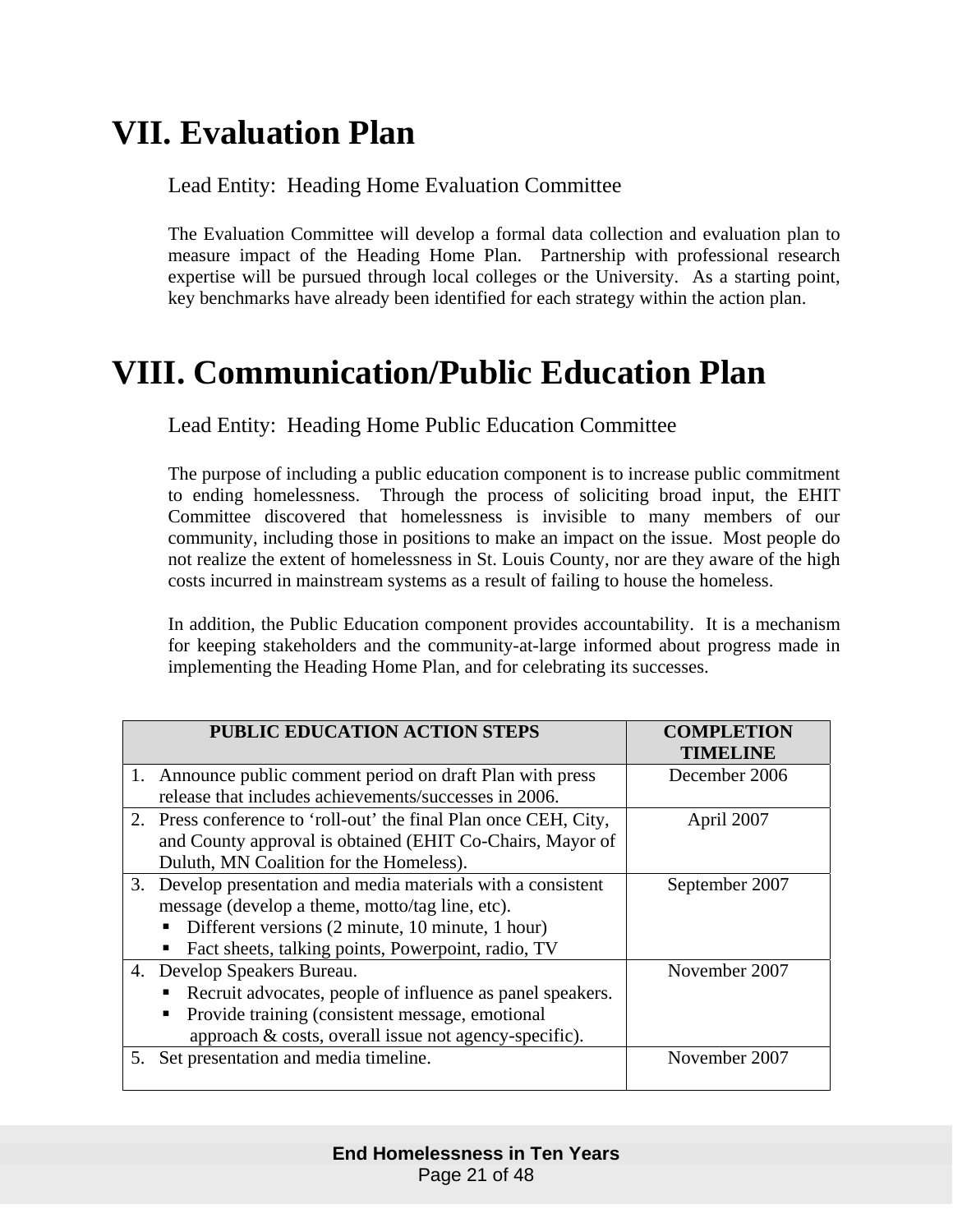# VII. Evaluation Plan

Lead Entity: Heading Home Evaluation Committee

The Evaluation Committee will develop a formal data collection and evaluation plan to measure impact of the Heading Home Plan. Partnership with professional research expertise will be pursued through local colleges or the University. As a starting point, key benchmarks have already been identified for each strategy within the action plan.

# VIII. Communication/Public Education Plan

Lead Entity: Heading Home Public Education Committee

The purpose of including a public education component is to increase public commitment to ending homelessness. Through the process of soliciting broad input, the EHIT Committee discovered that homelessness is invisible to many members of our community, including those in positions to make an impact on the issue. Most people do not realize the extent of homelessness in St. Louis County, nor are they aware of the high costs incurred in mainstream systems as a result of failing to house the homeless.

In addition, the Public Education component provides accountability. It is a mechanism for keeping stakeholders and the community-at-large informed about progress made in implementing the Heading Home Plan, and for celebrating its successes.

| PUBLIC EDUCATION ACTION STEPS | COMPLETION TIMELINE |
|---|---|
| 1. Announce public comment period on draft Plan with press release that includes achievements/successes in 2006. | December 2006 |
| 2. Press conference to 'roll-out' the final Plan once CEH, City, and County approval is obtained (EHIT Co-Chairs, Mayor of Duluth, MN Coalition for the Homeless). | April 2007 |
| 3. Develop presentation and media materials with a consistent message (develop a theme, motto/tag line, etc).<br>▪ Different versions (2 minute, 10 minute, 1 hour)<br>▪ Fact sheets, talking points, Powerpoint, radio, TV | September 2007 |
| 4. Develop Speakers Bureau.<br>▪ Recruit advocates, people of influence as panel speakers.<br>▪ Provide training (consistent message, emotional approach & costs, overall issue not agency-specific). | November 2007 |
| 5. Set presentation and media timeline. | November 2007 |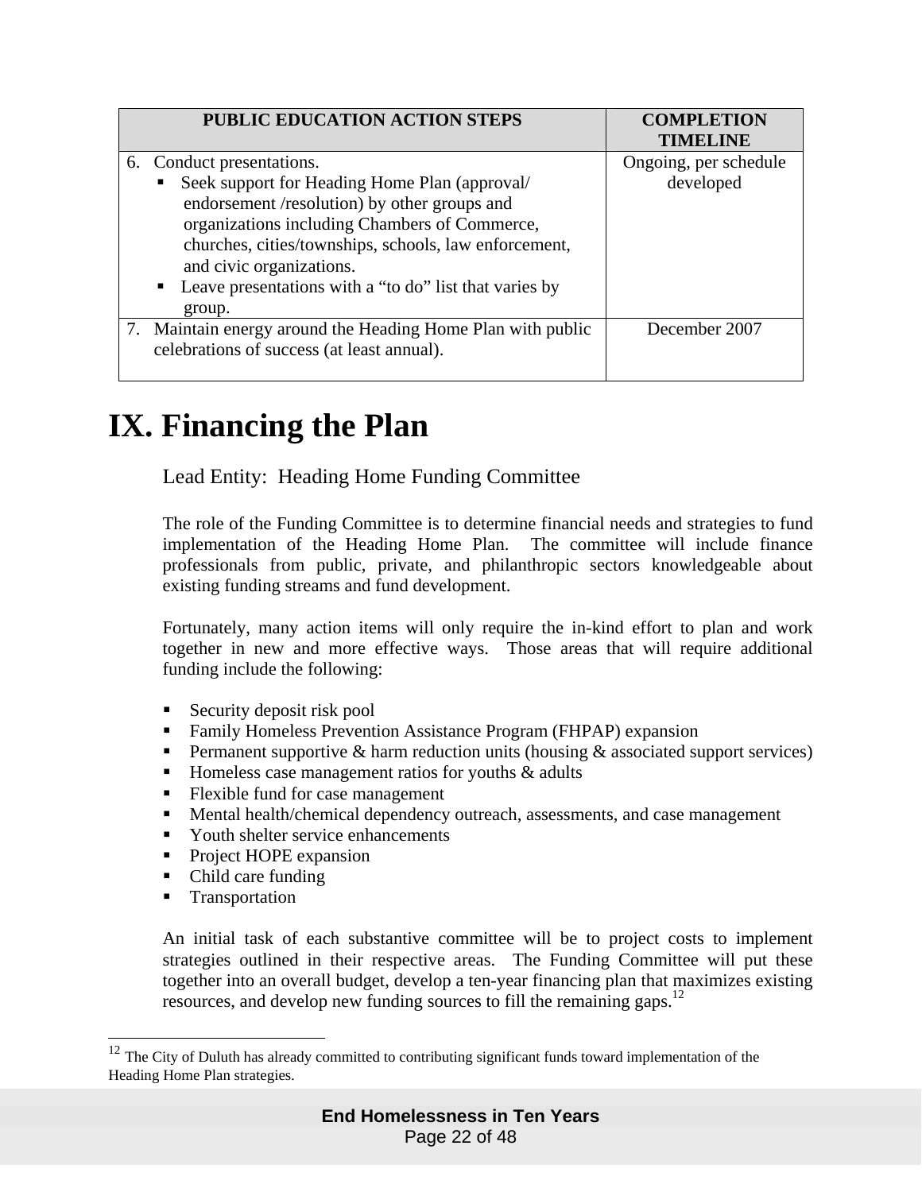| PUBLIC EDUCATION ACTION STEPS | COMPLETION TIMELINE |
|---|---|
| 6. Conduct presentations.<br>▪ Seek support for Heading Home Plan (approval/ endorsement /resolution) by other groups and organizations including Chambers of Commerce, churches, cities/townships, schools, law enforcement, and civic organizations.<br>▪ Leave presentations with a "to do" list that varies by group. | Ongoing, per schedule developed |
| 7. Maintain energy around the Heading Home Plan with public celebrations of success (at least annual). | December 2007 |

# IX. Financing the Plan

Lead Entity: Heading Home Funding Committee

The role of the Funding Committee is to determine financial needs and strategies to fund implementation of the Heading Home Plan. The committee will include finance professionals from public, private, and philanthropic sectors knowledgeable about existing funding streams and fund development.

Fortunately, many action items will only require the in-kind effort to plan and work together in new and more effective ways. Those areas that will require additional funding include the following:

- Security deposit risk pool
- Family Homeless Prevention Assistance Program (FHPAP) expansion
- Permanent supportive & harm reduction units (housing & associated support services)
- Homeless case management ratios for youths & adults
- Flexible fund for case management
- Mental health/chemical dependency outreach, assessments, and case management
- Youth shelter service enhancements
- Project HOPE expansion
- Child care funding
- Transportation

An initial task of each substantive committee will be to project costs to implement strategies outlined in their respective areas. The Funding Committee will put these together into an overall budget, develop a ten-year financing plan that maximizes existing resources, and develop new funding sources to fill the remaining gaps.[12]

[12] The City of Duluth has already committed to contributing significant funds toward implementation of the Heading Home Plan strategies.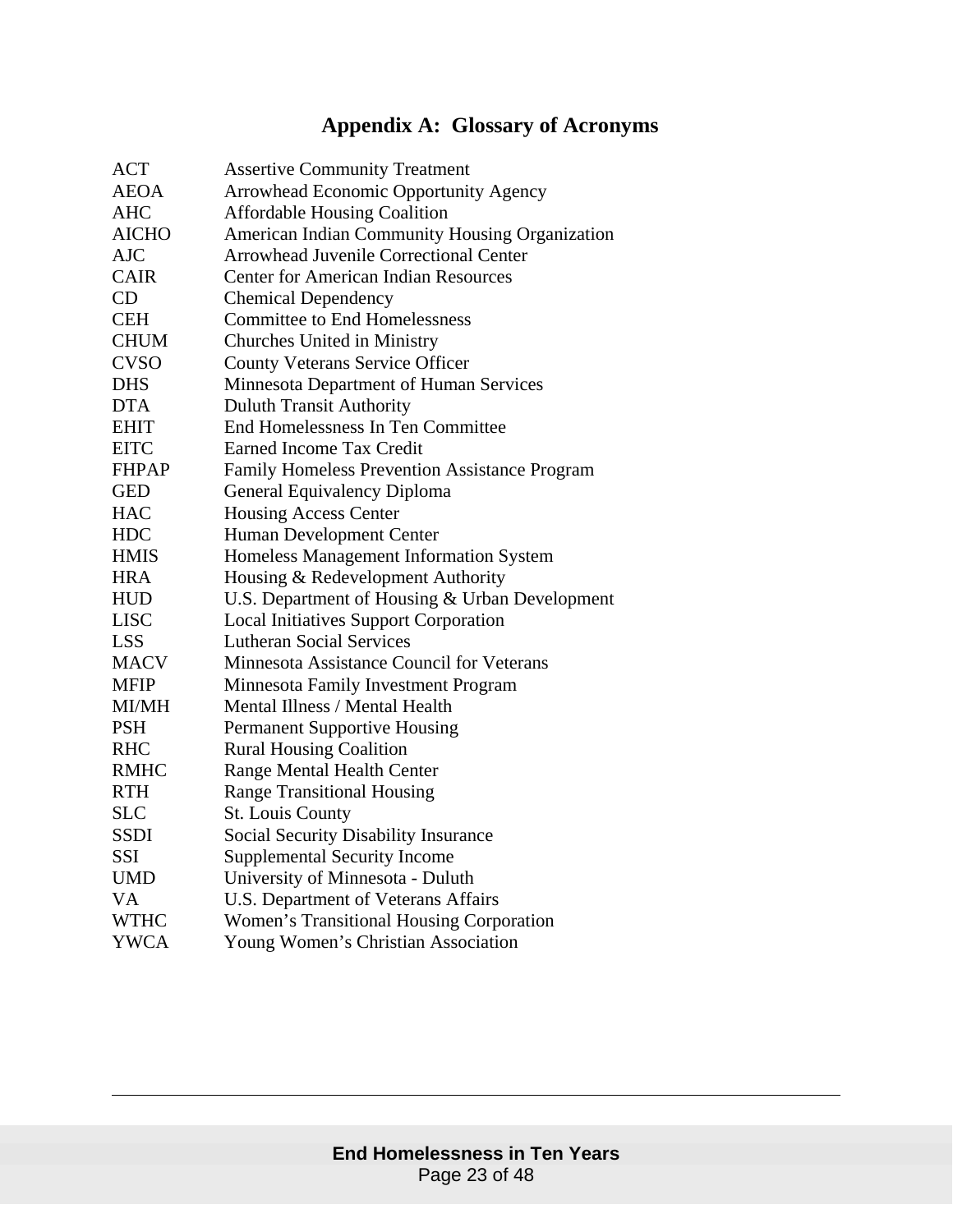# Appendix A: Glossary of Acronyms

| | |
|---|---|
| ACT | Assertive Community Treatment |
| AEOA | Arrowhead Economic Opportunity Agency |
| AHC | Affordable Housing Coalition |
| AICHO | American Indian Community Housing Organization |
| AJC | Arrowhead Juvenile Correctional Center |
| CAIR | Center for American Indian Resources |
| CD | Chemical Dependency |
| CEH | Committee to End Homelessness |
| CHUM | Churches United in Ministry |
| CVSO | County Veterans Service Officer |
| DHS | Minnesota Department of Human Services |
| DTA | Duluth Transit Authority |
| EHIT | End Homelessness In Ten Committee |
| EITC | Earned Income Tax Credit |
| FHPAP | Family Homeless Prevention Assistance Program |
| GED | General Equivalency Diploma |
| HAC | Housing Access Center |
| HDC | Human Development Center |
| HMIS | Homeless Management Information System |
| HRA | Housing & Redevelopment Authority |
| HUD | U.S. Department of Housing & Urban Development |
| LISC | Local Initiatives Support Corporation |
| LSS | Lutheran Social Services |
| MACV | Minnesota Assistance Council for Veterans |
| MFIP | Minnesota Family Investment Program |
| MI/MH | Mental Illness / Mental Health |
| PSH | Permanent Supportive Housing |
| RHC | Rural Housing Coalition |
| RMHC | Range Mental Health Center |
| RTH | Range Transitional Housing |
| SLC | St. Louis County |
| SSDI | Social Security Disability Insurance |
| SSI | Supplemental Security Income |
| UMD | University of Minnesota - Duluth |
| VA | U.S. Department of Veterans Affairs |
| WTHC | Women's Transitional Housing Corporation |
| YWCA | Young Women's Christian Association |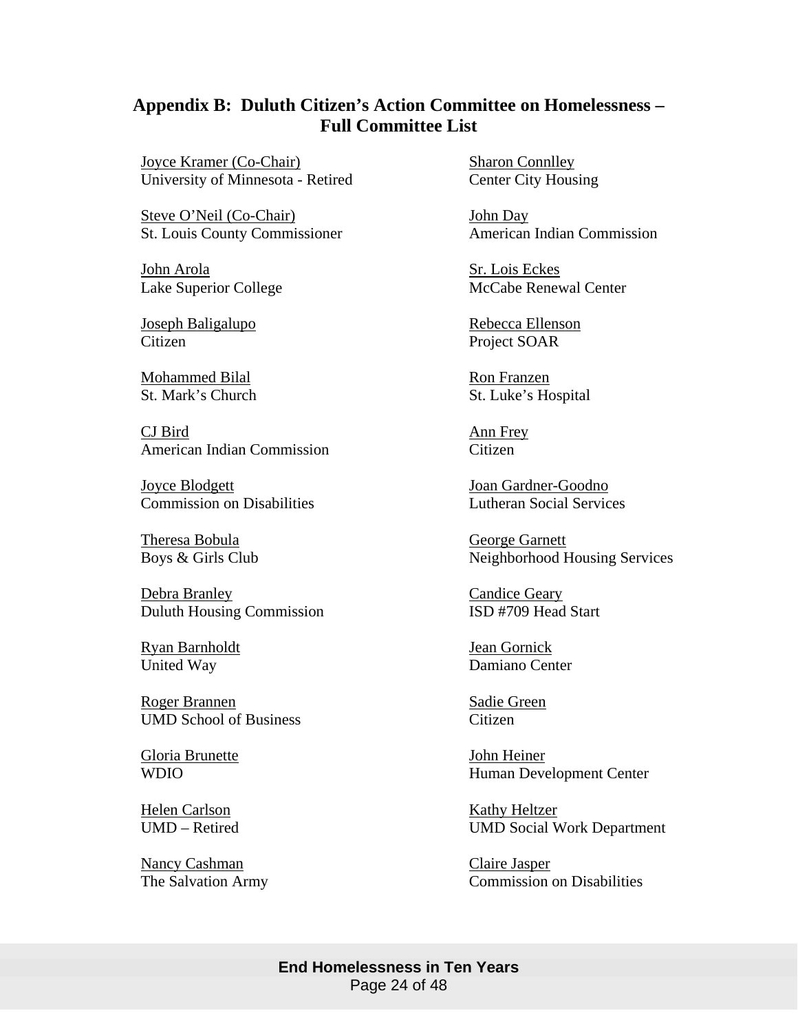## Appendix B: Duluth Citizen's Action Committee on Homelessness – Full Committee List

Joyce Kramer (Co-Chair)
University of Minnesota - Retired

Steve O'Neil (Co-Chair)
St. Louis County Commissioner

John Arola
Lake Superior College

Joseph Baligalupo
Citizen

Mohammed Bilal
St. Mark's Church

CJ Bird
American Indian Commission

Joyce Blodgett
Commission on Disabilities

Theresa Bobula
Boys & Girls Club

Debra Branley
Duluth Housing Commission

Ryan Barnholdt
United Way

Roger Brannen
UMD School of Business

Gloria Brunette
WDIO

Helen Carlson
UMD – Retired

Nancy Cashman
The Salvation Army

Sharon Connlley
Center City Housing

John Day
American Indian Commission

Sr. Lois Eckes
McCabe Renewal Center

Rebecca Ellenson
Project SOAR

Ron Franzen
St. Luke's Hospital

Ann Frey
Citizen

Joan Gardner-Goodno
Lutheran Social Services

George Garnett
Neighborhood Housing Services

Candice Geary
ISD #709 Head Start

Jean Gornick
Damiano Center

Sadie Green
Citizen

John Heiner
Human Development Center

Kathy Heltzer
UMD Social Work Department

Claire Jasper
Commission on Disabilities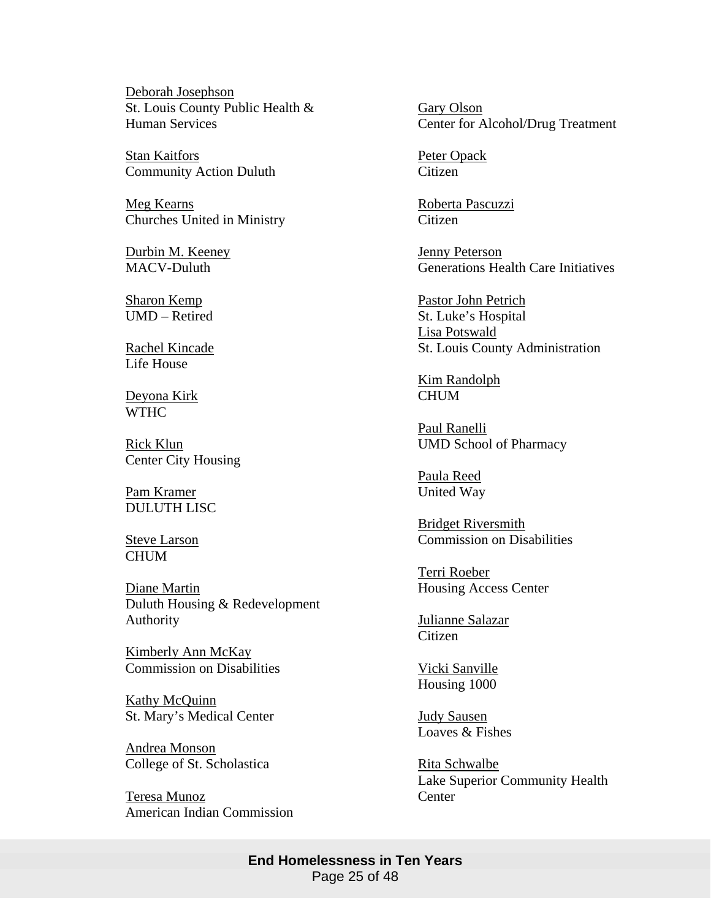Deborah Josephson
St. Louis County Public Health & Human Services

Stan Kaitfors
Community Action Duluth

Meg Kearns
Churches United in Ministry

Durbin M. Keeney
MACV-Duluth

Sharon Kemp
UMD – Retired

Rachel Kincade
Life House

Deyona Kirk
WTHC

Rick Klun
Center City Housing

Pam Kramer
DULUTH LISC

Steve Larson
CHUM

Diane Martin
Duluth Housing & Redevelopment Authority

Kimberly Ann McKay
Commission on Disabilities

Kathy McQuinn
St. Mary's Medical Center

Andrea Monson
College of St. Scholastica

Teresa Munoz
American Indian Commission

Gary Olson
Center for Alcohol/Drug Treatment

Peter Opack
Citizen

Roberta Pascuzzi
Citizen

Jenny Peterson
Generations Health Care Initiatives

Pastor John Petrich
St. Luke's Hospital

Lisa Potswald
St. Louis County Administration

Kim Randolph
CHUM

Paul Ranelli
UMD School of Pharmacy

Paula Reed
United Way

Bridget Riversmith
Commission on Disabilities

Terri Roeber
Housing Access Center

Julianne Salazar
Citizen

Vicki Sanville
Housing 1000

Judy Sausen
Loaves & Fishes

Rita Schwalbe
Lake Superior Community Health Center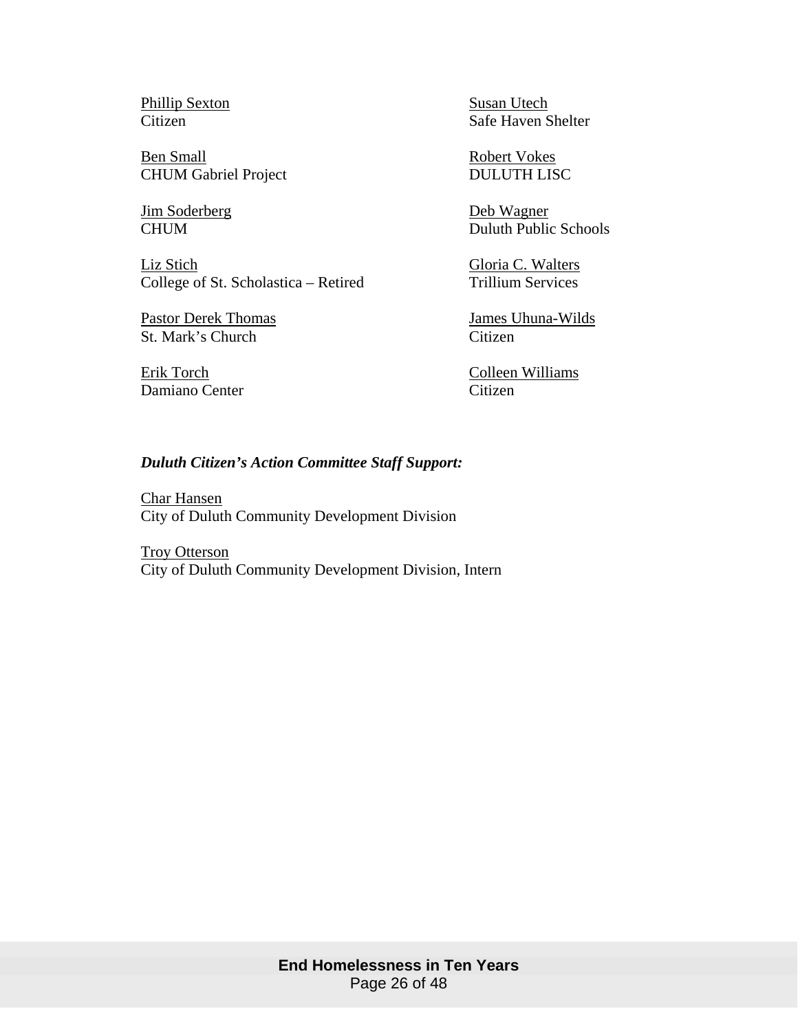Phillip Sexton
Citizen

Ben Small
CHUM Gabriel Project

Jim Soderberg
CHUM

Liz Stich
College of St. Scholastica – Retired

Pastor Derek Thomas
St. Mark's Church

Erik Torch
Damiano Center

Susan Utech
Safe Haven Shelter

Robert Vokes
DULUTH LISC

Deb Wagner
Duluth Public Schools

Gloria C. Walters
Trillium Services

James Uhuna-Wilds
Citizen

Colleen Williams
Citizen

***Duluth Citizen's Action Committee Staff Support:***

Char Hansen
City of Duluth Community Development Division

Troy Otterson
City of Duluth Community Development Division, Intern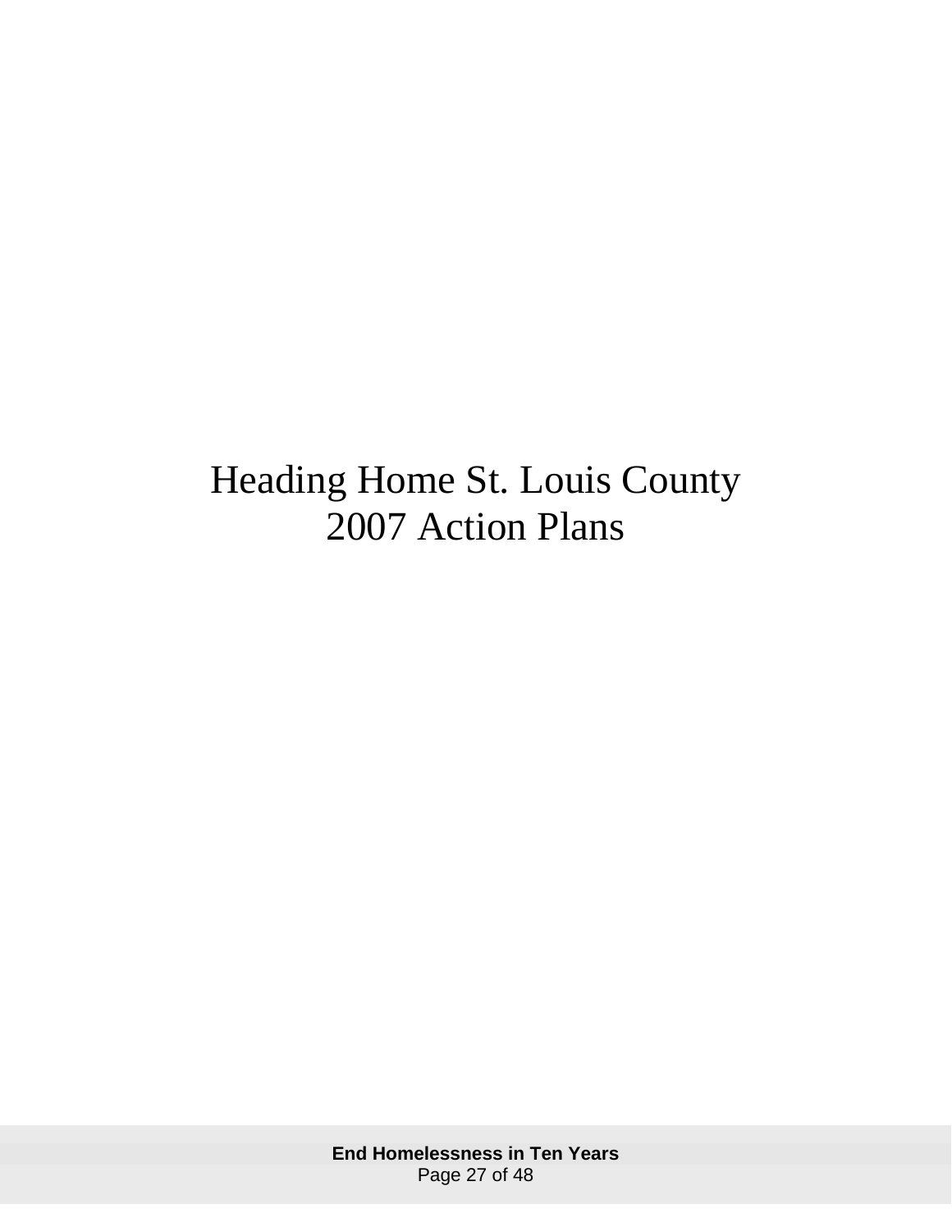# Heading Home St. Louis County 2007 Action Plans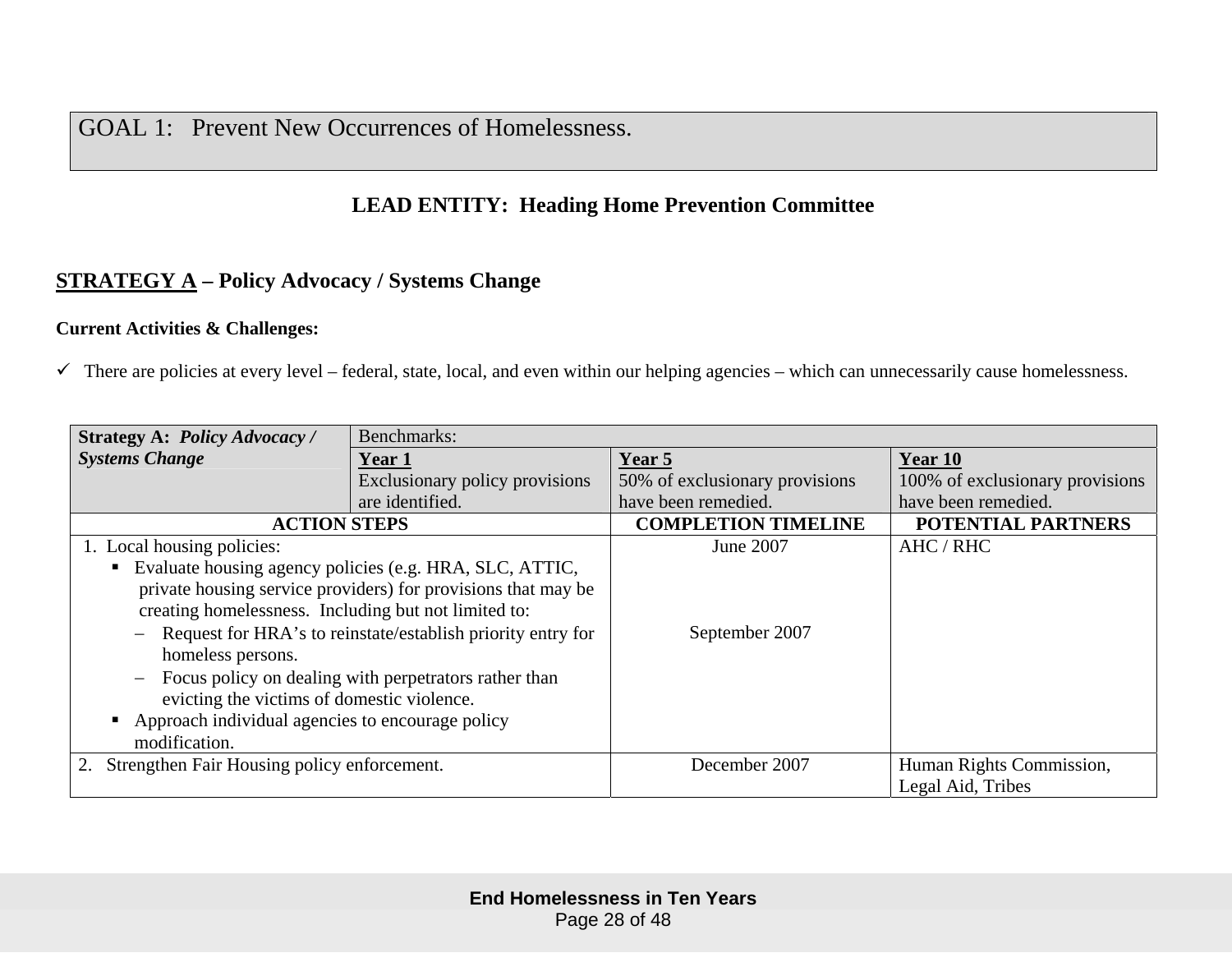# GOAL 1: Prevent New Occurrences of Homelessness.

**LEAD ENTITY: Heading Home Prevention Committee**

## STRATEGY A – Policy Advocacy / Systems Change

**Current Activities & Challenges:**

- ✓ There are policies at every level – federal, state, local, and even within our helping agencies – which can unnecessarily cause homelessness.

| **Strategy A:** ***Policy Advocacy / Systems Change*** | Benchmarks: | | |
|---|---|---|---|
| | **Year 1**<br>Exclusionary policy provisions are identified. | **Year 5**<br>50% of exclusionary provisions have been remedied. | **Year 10**<br>100% of exclusionary provisions have been remedied. |
| **ACTION STEPS** | | **COMPLETION TIMELINE** | **POTENTIAL PARTNERS** |
| 1. Local housing policies:<br>▪ Evaluate housing agency policies (e.g. HRA, SLC, ATTIC, private housing service providers) for provisions that may be creating homelessness. Including but not limited to:<br>– Request for HRA's to reinstate/establish priority entry for homeless persons.<br>– Focus policy on dealing with perpetrators rather than evicting the victims of domestic violence.<br>▪ Approach individual agencies to encourage policy modification. | | June 2007<br><br>September 2007 | AHC / RHC |
| 2. Strengthen Fair Housing policy enforcement. | | December 2007 | Human Rights Commission, Legal Aid, Tribes |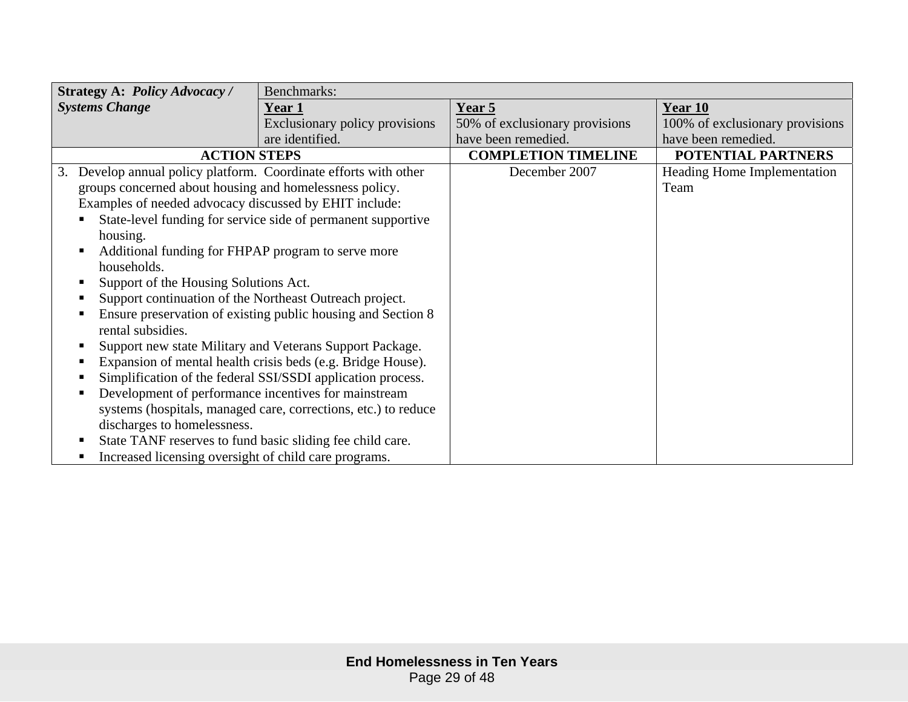| **Strategy A: *Policy Advocacy / Systems Change*** | Benchmarks: | | |
|---|---|---|---|
| | **Year 1**<br>Exclusionary policy provisions are identified. | **Year 5**<br>50% of exclusionary provisions have been remedied. | **Year 10**<br>100% of exclusionary provisions have been remedied. |
| **ACTION STEPS** | | **COMPLETION TIMELINE** | **POTENTIAL PARTNERS** |
| 3. Develop annual policy platform. Coordinate efforts with other groups concerned about housing and homelessness policy. Examples of needed advocacy discussed by EHIT include:<br>▪ State-level funding for service side of permanent supportive housing.<br>▪ Additional funding for FHPAP program to serve more households.<br>▪ Support of the Housing Solutions Act.<br>▪ Support continuation of the Northeast Outreach project.<br>▪ Ensure preservation of existing public housing and Section 8 rental subsidies.<br>▪ Support new state Military and Veterans Support Package.<br>▪ Expansion of mental health crisis beds (e.g. Bridge House).<br>▪ Simplification of the federal SSI/SSDI application process.<br>▪ Development of performance incentives for mainstream systems (hospitals, managed care, corrections, etc.) to reduce discharges to homelessness.<br>▪ State TANF reserves to fund basic sliding fee child care.<br>▪ Increased licensing oversight of child care programs. | | December 2007 | Heading Home Implementation Team |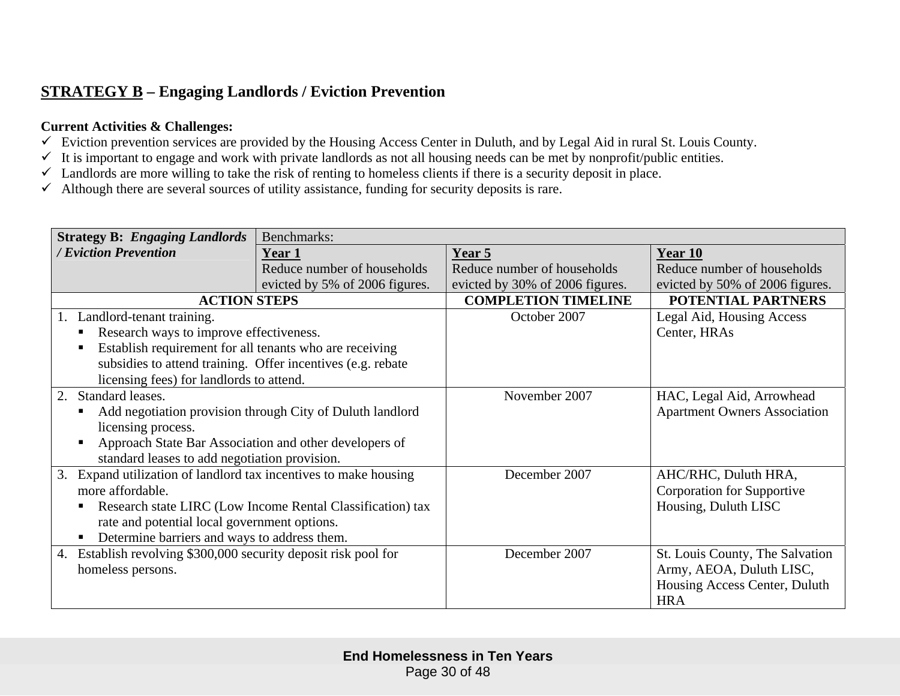## **STRATEGY B** – Engaging Landlords / Eviction Prevention

**Current Activities & Challenges:**

- ✓ Eviction prevention services are provided by the Housing Access Center in Duluth, and by Legal Aid in rural St. Louis County.
- ✓ It is important to engage and work with private landlords as not all housing needs can be met by nonprofit/public entities.
- ✓ Landlords are more willing to take the risk of renting to homeless clients if there is a security deposit in place.
- ✓ Although there are several sources of utility assistance, funding for security deposits is rare.

| **Strategy B: *Engaging Landlords / Eviction Prevention*** | Benchmarks: | | |
|---|---|---|---|
| | **Year 1** Reduce number of households evicted by 5% of 2006 figures. | **Year 5** Reduce number of households evicted by 30% of 2006 figures. | **Year 10** Reduce number of households evicted by 50% of 2006 figures. |
| **ACTION STEPS** | | **COMPLETION TIMELINE** | **POTENTIAL PARTNERS** |
| 1. Landlord-tenant training.<br>▪ Research ways to improve effectiveness.<br>▪ Establish requirement for all tenants who are receiving subsidies to attend training. Offer incentives (e.g. rebate licensing fees) for landlords to attend. | | October 2007 | Legal Aid, Housing Access Center, HRAs |
| 2. Standard leases.<br>▪ Add negotiation provision through City of Duluth landlord licensing process.<br>▪ Approach State Bar Association and other developers of standard leases to add negotiation provision. | | November 2007 | HAC, Legal Aid, Arrowhead Apartment Owners Association |
| 3. Expand utilization of landlord tax incentives to make housing more affordable.<br>▪ Research state LIRC (Low Income Rental Classification) tax rate and potential local government options.<br>▪ Determine barriers and ways to address them. | | December 2007 | AHC/RHC, Duluth HRA, Corporation for Supportive Housing, Duluth LISC |
| 4. Establish revolving $300,000 security deposit risk pool for homeless persons. | | December 2007 | St. Louis County, The Salvation Army, AEOA, Duluth LISC, Housing Access Center, Duluth HRA |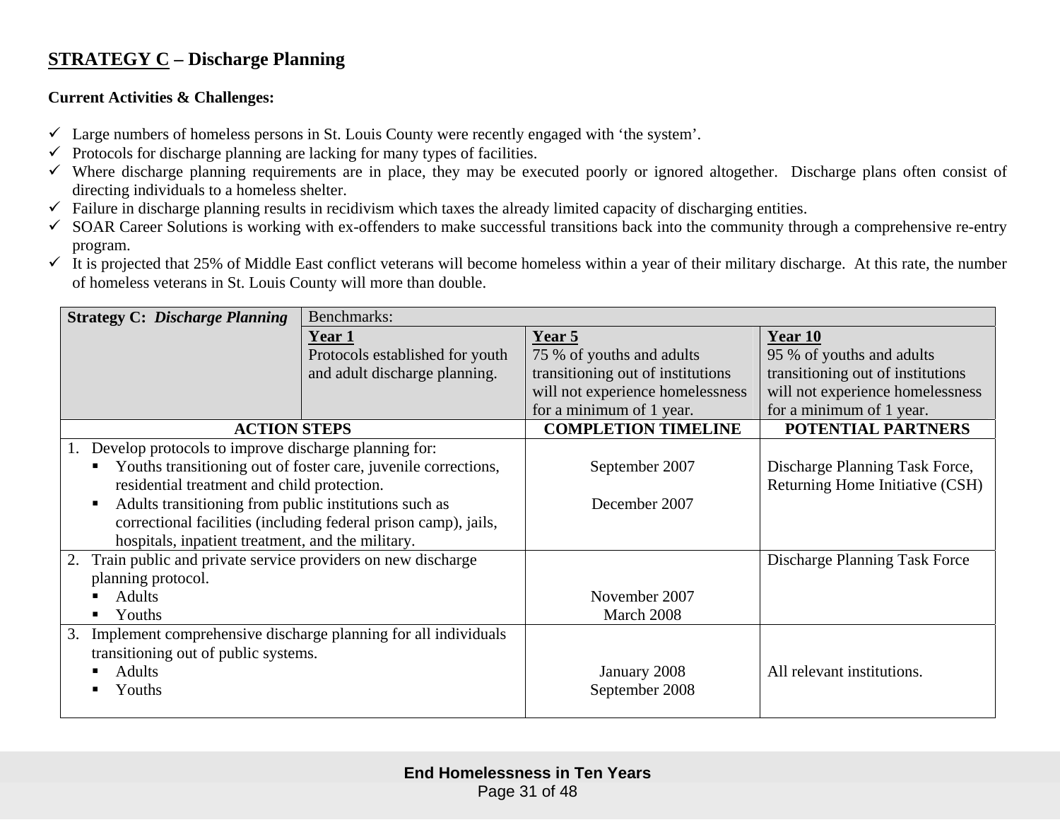## **STRATEGY C – Discharge Planning**

**Current Activities & Challenges:**

- ✓ Large numbers of homeless persons in St. Louis County were recently engaged with 'the system'.
- ✓ Protocols for discharge planning are lacking for many types of facilities.
- ✓ Where discharge planning requirements are in place, they may be executed poorly or ignored altogether. Discharge plans often consist of directing individuals to a homeless shelter.
- ✓ Failure in discharge planning results in recidivism which taxes the already limited capacity of discharging entities.
- ✓ SOAR Career Solutions is working with ex-offenders to make successful transitions back into the community through a comprehensive re-entry program.
- ✓ It is projected that 25% of Middle East conflict veterans will become homeless within a year of their military discharge. At this rate, the number of homeless veterans in St. Louis County will more than double.

| **Strategy C: *Discharge Planning*** | Benchmarks: | | |
|---|---|---|---|
| | **Year 1**<br>Protocols established for youth and adult discharge planning. | **Year 5**<br>75 % of youths and adults transitioning out of institutions will not experience homelessness for a minimum of 1 year. | **Year 10**<br>95 % of youths and adults transitioning out of institutions will not experience homelessness for a minimum of 1 year. |
| **ACTION STEPS** | | **COMPLETION TIMELINE** | **POTENTIAL PARTNERS** |
| 1. Develop protocols to improve discharge planning for:<br>▪ Youths transitioning out of foster care, juvenile corrections, residential treatment and child protection.<br>▪ Adults transitioning from public institutions such as correctional facilities (including federal prison camp), jails, hospitals, inpatient treatment, and the military. | | September 2007<br><br>December 2007 | Discharge Planning Task Force, Returning Home Initiative (CSH) |
| 2. Train public and private service providers on new discharge planning protocol.<br>▪ Adults<br>▪ Youths | | November 2007<br>March 2008 | Discharge Planning Task Force |
| 3. Implement comprehensive discharge planning for all individuals transitioning out of public systems.<br>▪ Adults<br>▪ Youths | | January 2008<br>September 2008 | All relevant institutions. |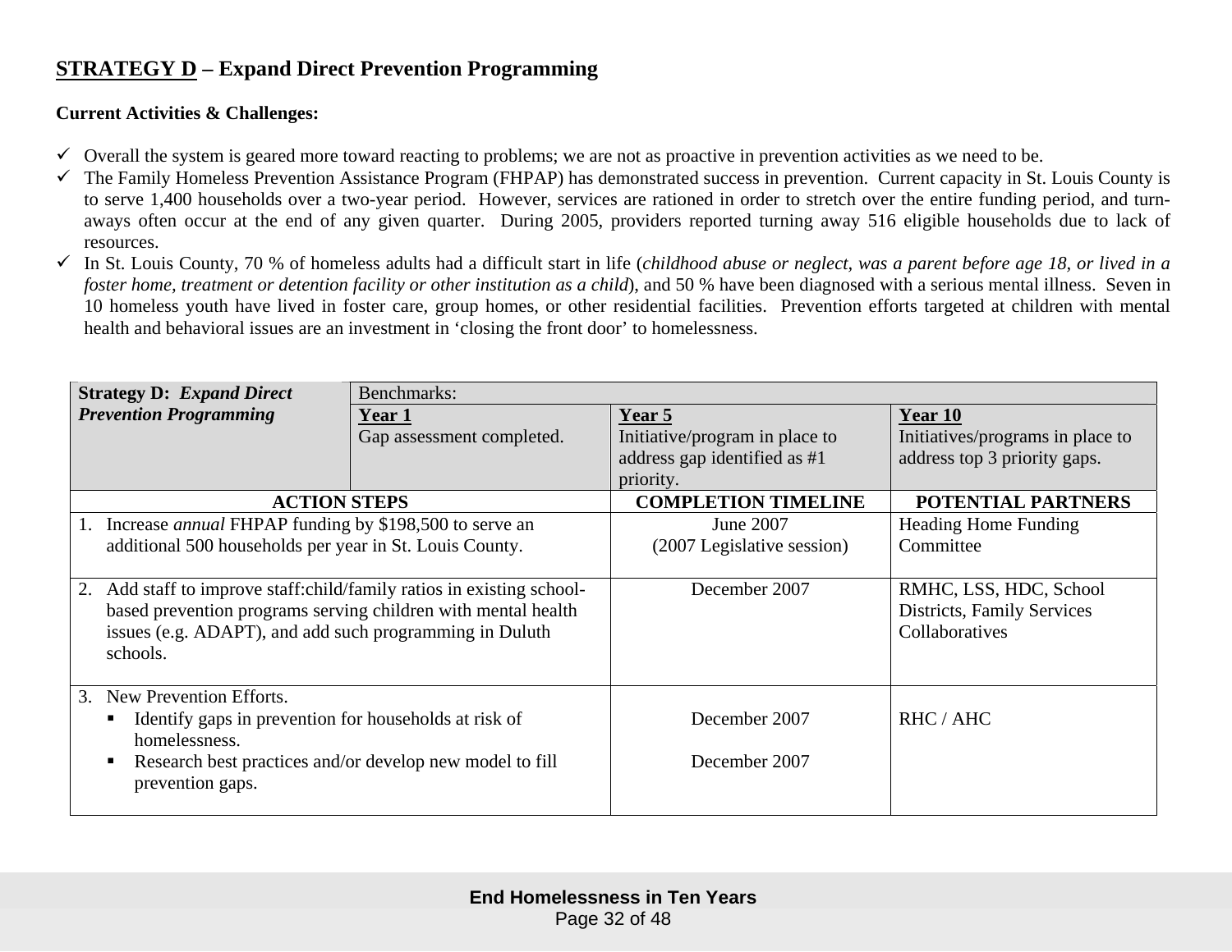## **STRATEGY D** – Expand Direct Prevention Programming

**Current Activities & Challenges:**

- ✓ Overall the system is geared more toward reacting to problems; we are not as proactive in prevention activities as we need to be.
- ✓ The Family Homeless Prevention Assistance Program (FHPAP) has demonstrated success in prevention. Current capacity in St. Louis County is to serve 1,400 households over a two-year period. However, services are rationed in order to stretch over the entire funding period, and turn-aways often occur at the end of any given quarter. During 2005, providers reported turning away 516 eligible households due to lack of resources.
- ✓ In St. Louis County, 70 % of homeless adults had a difficult start in life (*childhood abuse or neglect, was a parent before age 18, or lived in a foster home, treatment or detention facility or other institution as a child*), and 50 % have been diagnosed with a serious mental illness. Seven in 10 homeless youth have lived in foster care, group homes, or other residential facilities. Prevention efforts targeted at children with mental health and behavioral issues are an investment in 'closing the front door' to homelessness.

| **Strategy D:** ***Expand Direct Prevention Programming*** | Benchmarks: | | |
|---|---|---|---|
| | **Year 1**<br>Gap assessment completed. | **Year 5**<br>Initiative/program in place to address gap identified as #1 priority. | **Year 10**<br>Initiatives/programs in place to address top 3 priority gaps. |

| **ACTION STEPS** | **COMPLETION TIMELINE** | **POTENTIAL PARTNERS** |
|---|---|---|
| 1. Increase *annual* FHPAP funding by $198,500 to serve an additional 500 households per year in St. Louis County. | June 2007<br>(2007 Legislative session) | Heading Home Funding Committee |
| 2. Add staff to improve staff:child/family ratios in existing school-based prevention programs serving children with mental health issues (e.g. ADAPT), and add such programming in Duluth schools. | December 2007 | RMHC, LSS, HDC, School Districts, Family Services Collaboratives |
| 3. New Prevention Efforts.<br>▪ Identify gaps in prevention for households at risk of homelessness.<br>▪ Research best practices and/or develop new model to fill prevention gaps. | <br>December 2007<br><br>December 2007 | <br>RHC / AHC |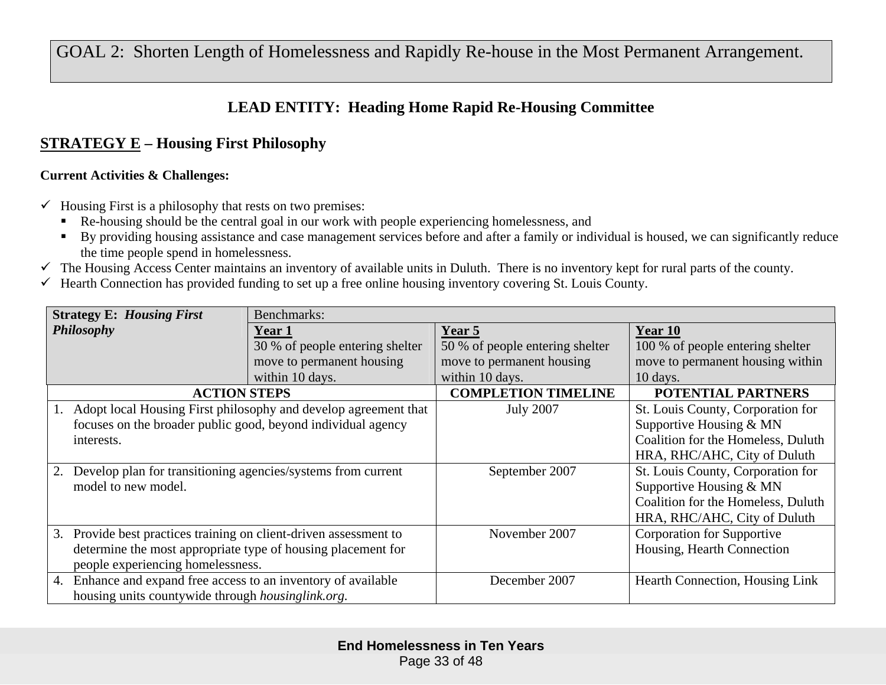# GOAL 2: Shorten Length of Homelessness and Rapidly Re-house in the Most Permanent Arrangement.

## LEAD ENTITY: Heading Home Rapid Re-Housing Committee

## STRATEGY E – Housing First Philosophy

**Current Activities & Challenges:**

- ✓ Housing First is a philosophy that rests on two premises:
  - Re-housing should be the central goal in our work with people experiencing homelessness, and
  - By providing housing assistance and case management services before and after a family or individual is housed, we can significantly reduce the time people spend in homelessness.
- ✓ The Housing Access Center maintains an inventory of available units in Duluth. There is no inventory kept for rural parts of the county.
- ✓ Hearth Connection has provided funding to set up a free online housing inventory covering St. Louis County.

| **Strategy E: *Housing First Philosophy*** | Benchmarks: | | |
|---|---|---|---|
| | **Year 1**<br>30 % of people entering shelter move to permanent housing within 10 days. | **Year 5**<br>50 % of people entering shelter move to permanent housing within 10 days. | **Year 10**<br>100 % of people entering shelter move to permanent housing within 10 days. |

| ACTION STEPS | COMPLETION TIMELINE | POTENTIAL PARTNERS |
|---|---|---|
| 1. Adopt local Housing First philosophy and develop agreement that focuses on the broader public good, beyond individual agency interests. | July 2007 | St. Louis County, Corporation for Supportive Housing & MN Coalition for the Homeless, Duluth HRA, RHC/AHC, City of Duluth |
| 2. Develop plan for transitioning agencies/systems from current model to new model. | September 2007 | St. Louis County, Corporation for Supportive Housing & MN Coalition for the Homeless, Duluth HRA, RHC/AHC, City of Duluth |
| 3. Provide best practices training on client-driven assessment to determine the most appropriate type of housing placement for people experiencing homelessness. | November 2007 | Corporation for Supportive Housing, Hearth Connection |
| 4. Enhance and expand free access to an inventory of available housing units countywide through *housinglink.org.* | December 2007 | Hearth Connection, Housing Link |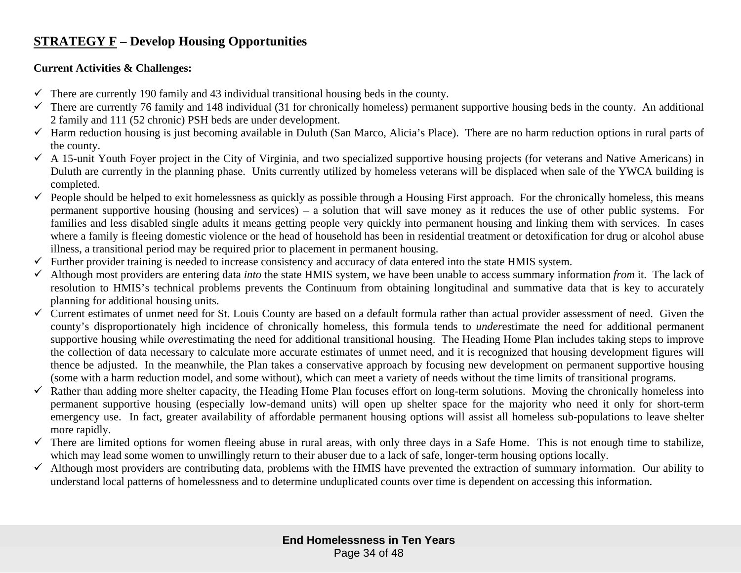## **STRATEGY F** – Develop Housing Opportunities

**Current Activities & Challenges:**

- ✓ There are currently 190 family and 43 individual transitional housing beds in the county.
- ✓ There are currently 76 family and 148 individual (31 for chronically homeless) permanent supportive housing beds in the county. An additional 2 family and 111 (52 chronic) PSH beds are under development.
- ✓ Harm reduction housing is just becoming available in Duluth (San Marco, Alicia's Place). There are no harm reduction options in rural parts of the county.
- ✓ A 15-unit Youth Foyer project in the City of Virginia, and two specialized supportive housing projects (for veterans and Native Americans) in Duluth are currently in the planning phase. Units currently utilized by homeless veterans will be displaced when sale of the YWCA building is completed.
- ✓ People should be helped to exit homelessness as quickly as possible through a Housing First approach. For the chronically homeless, this means permanent supportive housing (housing and services) – a solution that will save money as it reduces the use of other public systems. For families and less disabled single adults it means getting people very quickly into permanent housing and linking them with services. In cases where a family is fleeing domestic violence or the head of household has been in residential treatment or detoxification for drug or alcohol abuse illness, a transitional period may be required prior to placement in permanent housing.
- ✓ Further provider training is needed to increase consistency and accuracy of data entered into the state HMIS system.
- ✓ Although most providers are entering data *into* the state HMIS system, we have been unable to access summary information *from* it. The lack of resolution to HMIS's technical problems prevents the Continuum from obtaining longitudinal and summative data that is key to accurately planning for additional housing units.
- ✓ Current estimates of unmet need for St. Louis County are based on a default formula rather than actual provider assessment of need. Given the county's disproportionately high incidence of chronically homeless, this formula tends to *under*estimate the need for additional permanent supportive housing while *over*estimating the need for additional transitional housing. The Heading Home Plan includes taking steps to improve the collection of data necessary to calculate more accurate estimates of unmet need, and it is recognized that housing development figures will thence be adjusted. In the meanwhile, the Plan takes a conservative approach by focusing new development on permanent supportive housing (some with a harm reduction model, and some without), which can meet a variety of needs without the time limits of transitional programs.
- ✓ Rather than adding more shelter capacity, the Heading Home Plan focuses effort on long-term solutions. Moving the chronically homeless into permanent supportive housing (especially low-demand units) will open up shelter space for the majority who need it only for short-term emergency use. In fact, greater availability of affordable permanent housing options will assist all homeless sub-populations to leave shelter more rapidly.
- ✓ There are limited options for women fleeing abuse in rural areas, with only three days in a Safe Home. This is not enough time to stabilize, which may lead some women to unwillingly return to their abuser due to a lack of safe, longer-term housing options locally.
- ✓ Although most providers are contributing data, problems with the HMIS have prevented the extraction of summary information. Our ability to understand local patterns of homelessness and to determine unduplicated counts over time is dependent on accessing this information.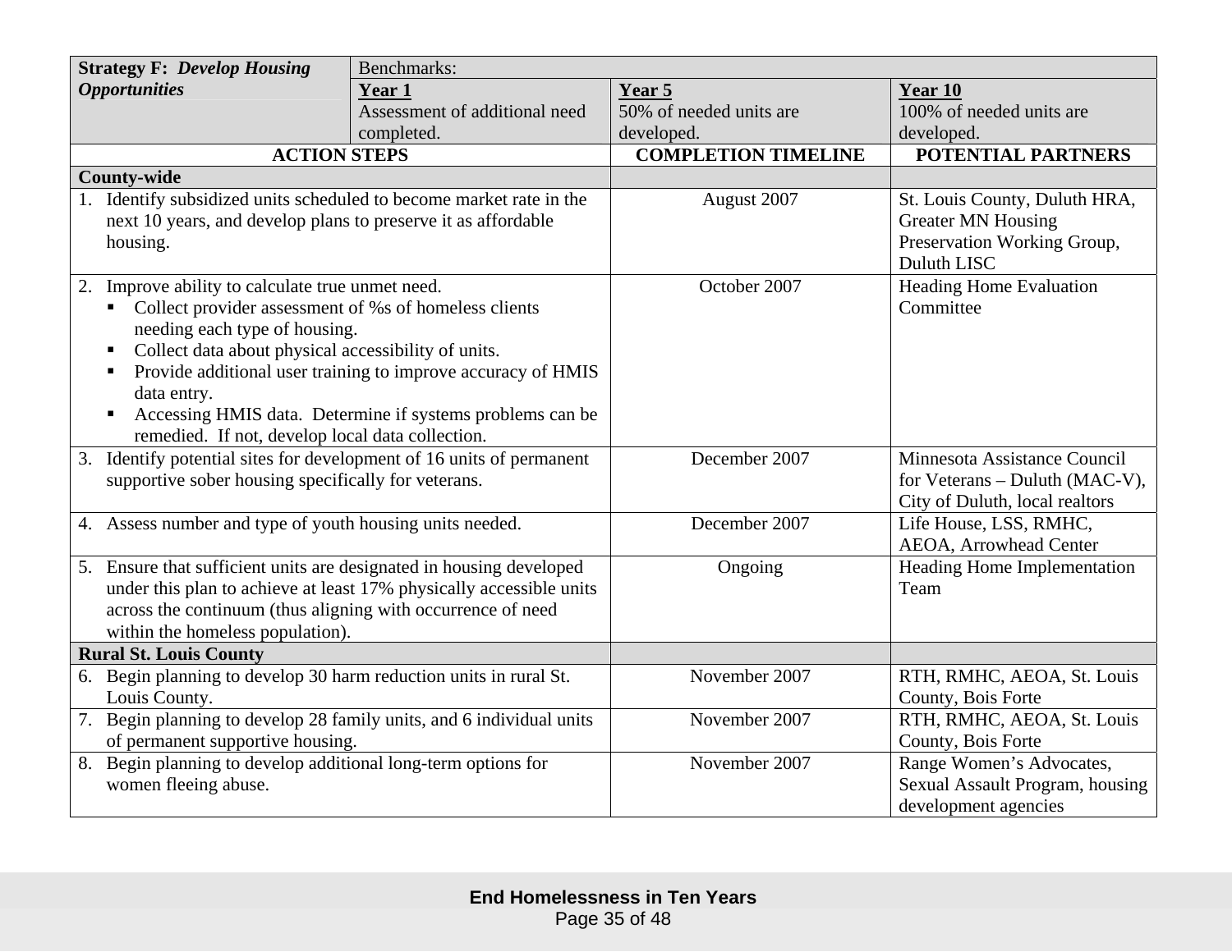| **Strategy F: *Develop Housing Opportunities*** | Benchmarks: | | |
|---|---|---|---|
| | **Year 1**<br>Assessment of additional need completed. | **Year 5**<br>50% of needed units are developed. | **Year 10**<br>100% of needed units are developed. |
| **ACTION STEPS** | | **COMPLETION TIMELINE** | **POTENTIAL PARTNERS** |
| **County-wide** | | | |
| 1. Identify subsidized units scheduled to become market rate in the next 10 years, and develop plans to preserve it as affordable housing. | | August 2007 | St. Louis County, Duluth HRA, Greater MN Housing Preservation Working Group, Duluth LISC |
| 2. Improve ability to calculate true unmet need.<br>▪ Collect provider assessment of %s of homeless clients needing each type of housing.<br>▪ Collect data about physical accessibility of units.<br>▪ Provide additional user training to improve accuracy of HMIS data entry.<br>▪ Accessing HMIS data. Determine if systems problems can be remedied. If not, develop local data collection. | | October 2007 | Heading Home Evaluation Committee |
| 3. Identify potential sites for development of 16 units of permanent supportive sober housing specifically for veterans. | | December 2007 | Minnesota Assistance Council for Veterans – Duluth (MAC-V), City of Duluth, local realtors |
| 4. Assess number and type of youth housing units needed. | | December 2007 | Life House, LSS, RMHC, AEOA, Arrowhead Center |
| 5. Ensure that sufficient units are designated in housing developed under this plan to achieve at least 17% physically accessible units across the continuum (thus aligning with occurrence of need within the homeless population). | | Ongoing | Heading Home Implementation Team |
| **Rural St. Louis County** | | | |
| 6. Begin planning to develop 30 harm reduction units in rural St. Louis County. | | November 2007 | RTH, RMHC, AEOA, St. Louis County, Bois Forte |
| 7. Begin planning to develop 28 family units, and 6 individual units of permanent supportive housing. | | November 2007 | RTH, RMHC, AEOA, St. Louis County, Bois Forte |
| 8. Begin planning to develop additional long-term options for women fleeing abuse. | | November 2007 | Range Women's Advocates, Sexual Assault Program, housing development agencies |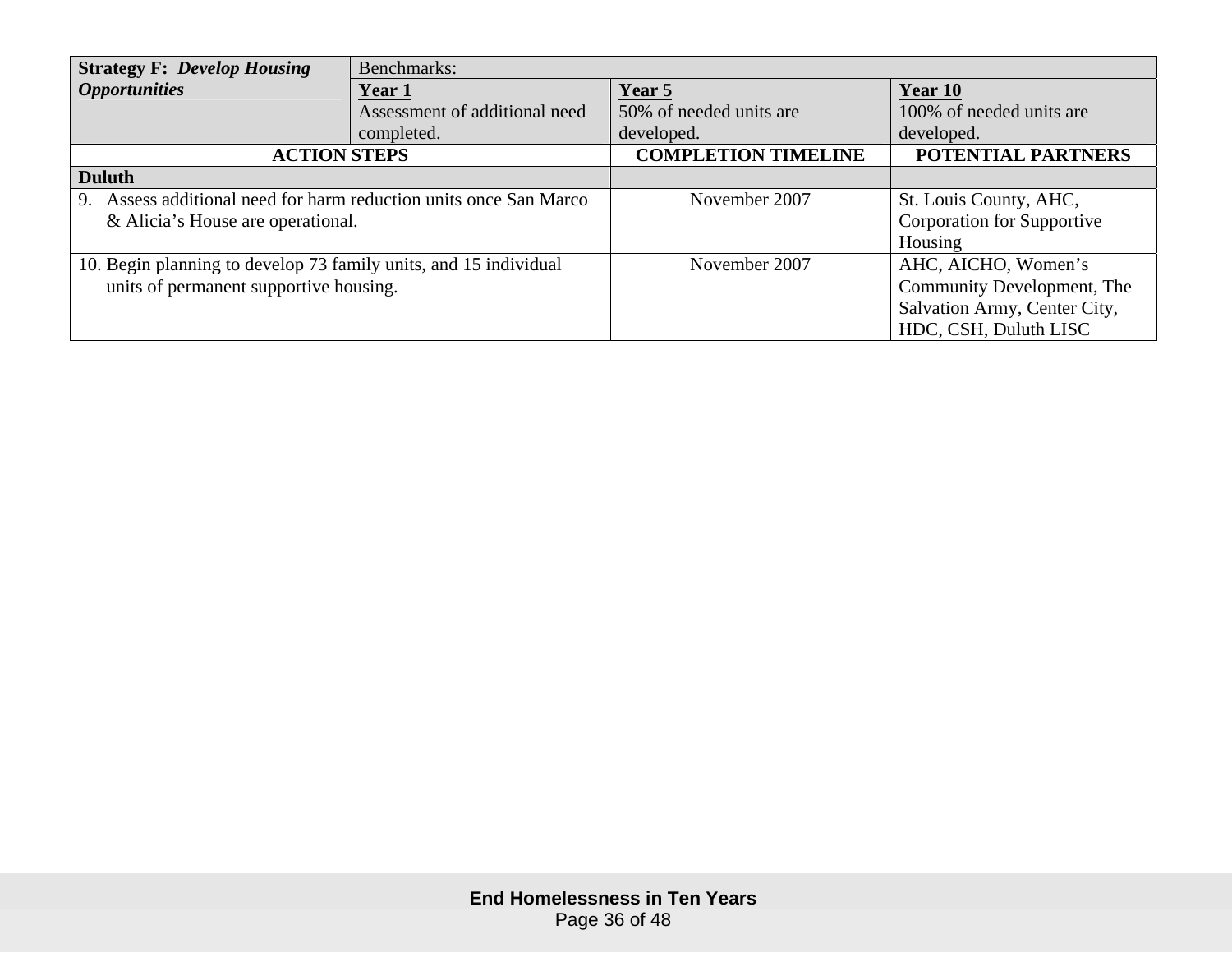| **Strategy F: *Develop Housing Opportunities*** | Benchmarks: | | |
|---|---|---|---|
| | **Year 1**<br>Assessment of additional need completed. | **Year 5**<br>50% of needed units are developed. | **Year 10**<br>100% of needed units are developed. |

| ACTION STEPS | COMPLETION TIMELINE | POTENTIAL PARTNERS |
|---|---|---|
| **Duluth** | | |
| 9. Assess additional need for harm reduction units once San Marco & Alicia's House are operational. | November 2007 | St. Louis County, AHC, Corporation for Supportive Housing |
| 10. Begin planning to develop 73 family units, and 15 individual units of permanent supportive housing. | November 2007 | AHC, AICHO, Women's Community Development, The Salvation Army, Center City, HDC, CSH, Duluth LISC |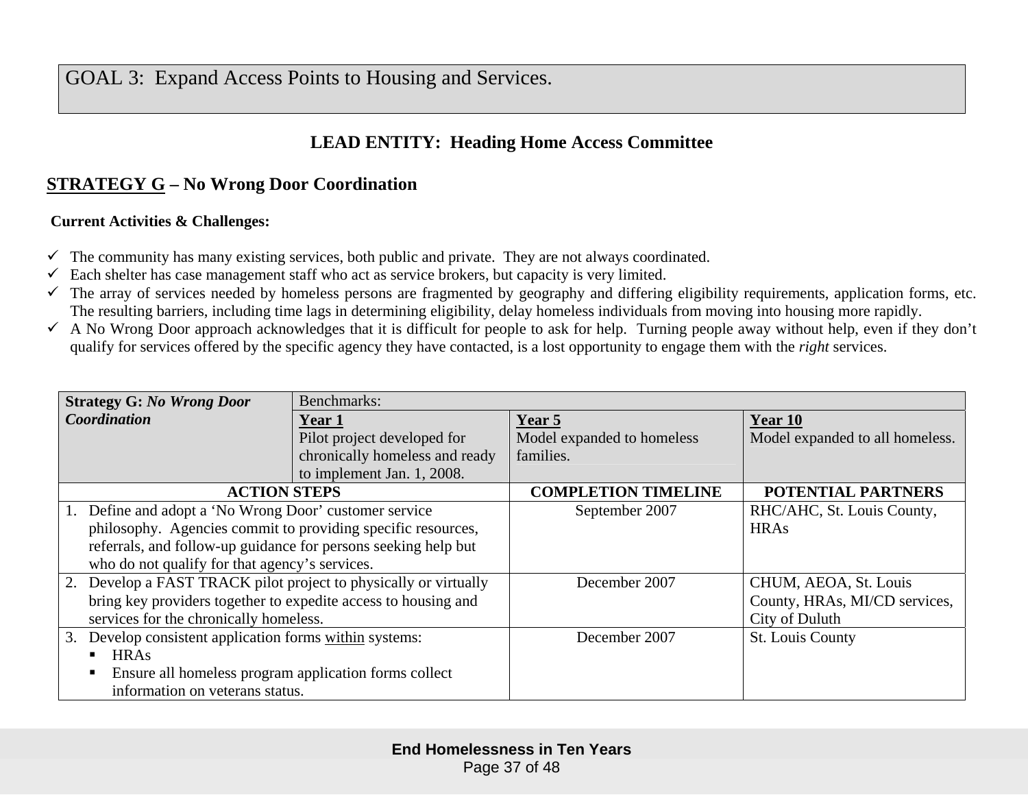# GOAL 3: Expand Access Points to Housing and Services.

**LEAD ENTITY: Heading Home Access Committee**

## STRATEGY G – No Wrong Door Coordination

**Current Activities & Challenges:**

- ✓ The community has many existing services, both public and private. They are not always coordinated.
- ✓ Each shelter has case management staff who act as service brokers, but capacity is very limited.
- ✓ The array of services needed by homeless persons are fragmented by geography and differing eligibility requirements, application forms, etc. The resulting barriers, including time lags in determining eligibility, delay homeless individuals from moving into housing more rapidly.
- ✓ A No Wrong Door approach acknowledges that it is difficult for people to ask for help. Turning people away without help, even if they don't qualify for services offered by the specific agency they have contacted, is a lost opportunity to engage them with the *right* services.

| **Strategy G:** ***No Wrong Door Coordination*** | Benchmarks: | | |
|---|---|---|---|
| | **Year 1** Pilot project developed for chronically homeless and ready to implement Jan. 1, 2008. | **Year 5** Model expanded to homeless families. | **Year 10** Model expanded to all homeless. |
| **ACTION STEPS** | | **COMPLETION TIMELINE** | **POTENTIAL PARTNERS** |
| 1. Define and adopt a 'No Wrong Door' customer service philosophy. Agencies commit to providing specific resources, referrals, and follow-up guidance for persons seeking help but who do not qualify for that agency's services. | | September 2007 | RHC/AHC, St. Louis County, HRAs |
| 2. Develop a FAST TRACK pilot project to physically or virtually bring key providers together to expedite access to housing and services for the chronically homeless. | | December 2007 | CHUM, AEOA, St. Louis County, HRAs, MI/CD services, City of Duluth |
| 3. Develop consistent application forms <u>within</u> systems: ▪ HRAs ▪ Ensure all homeless program application forms collect information on veterans status. | | December 2007 | St. Louis County |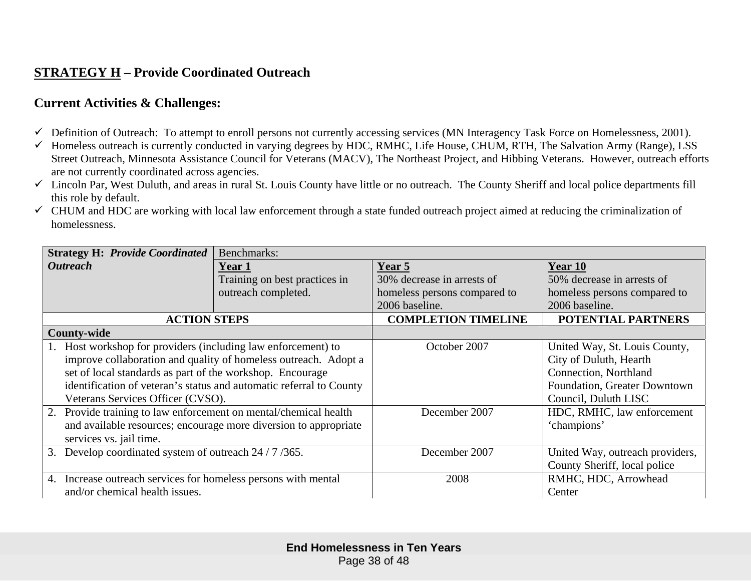## STRATEGY H – Provide Coordinated Outreach

### Current Activities & Challenges:

- ✓ Definition of Outreach: To attempt to enroll persons not currently accessing services (MN Interagency Task Force on Homelessness, 2001).
- ✓ Homeless outreach is currently conducted in varying degrees by HDC, RMHC, Life House, CHUM, RTH, The Salvation Army (Range), LSS Street Outreach, Minnesota Assistance Council for Veterans (MACV), The Northeast Project, and Hibbing Veterans. However, outreach efforts are not currently coordinated across agencies.
- ✓ Lincoln Par, West Duluth, and areas in rural St. Louis County have little or no outreach. The County Sheriff and local police departments fill this role by default.
- ✓ CHUM and HDC are working with local law enforcement through a state funded outreach project aimed at reducing the criminalization of homelessness.

| **Strategy H: *Provide Coordinated Outreach*** | Benchmarks: | | |
|---|---|---|---|
| | **Year 1** Training on best practices in outreach completed. | **Year 5** 30% decrease in arrests of homeless persons compared to 2006 baseline. | **Year 10** 50% decrease in arrests of homeless persons compared to 2006 baseline. |
| **ACTION STEPS** | | **COMPLETION TIMELINE** | **POTENTIAL PARTNERS** |
| **County-wide** | | | |
| 1. Host workshop for providers (including law enforcement) to improve collaboration and quality of homeless outreach. Adopt a set of local standards as part of the workshop. Encourage identification of veteran's status and automatic referral to County Veterans Services Officer (CVSO). | | October 2007 | United Way, St. Louis County, City of Duluth, Hearth Connection, Northland Foundation, Greater Downtown Council, Duluth LISC |
| 2. Provide training to law enforcement on mental/chemical health and available resources; encourage more diversion to appropriate services vs. jail time. | | December 2007 | HDC, RMHC, law enforcement 'champions' |
| 3. Develop coordinated system of outreach 24 / 7 /365. | | December 2007 | United Way, outreach providers, County Sheriff, local police |
| 4. Increase outreach services for homeless persons with mental and/or chemical health issues. | | 2008 | RMHC, HDC, Arrowhead Center |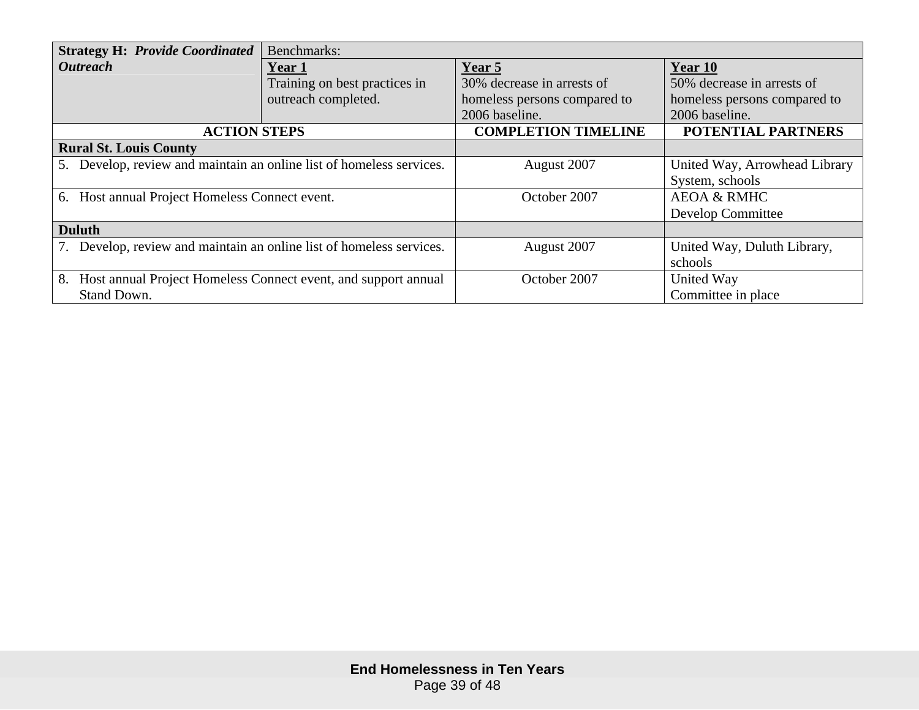| **Strategy H: *Provide Coordinated Outreach*** | Benchmarks: | | |
|---|---|---|---|
| | **Year 1**<br>Training on best practices in outreach completed. | **Year 5**<br>30% decrease in arrests of homeless persons compared to 2006 baseline. | **Year 10**<br>50% decrease in arrests of homeless persons compared to 2006 baseline. |
| **ACTION STEPS** | | **COMPLETION TIMELINE** | **POTENTIAL PARTNERS** |
| **Rural St. Louis County** | | | |
| 5. Develop, review and maintain an online list of homeless services. | | August 2007 | United Way, Arrowhead Library System, schools |
| 6. Host annual Project Homeless Connect event. | | October 2007 | AEOA & RMHC<br>Develop Committee |
| **Duluth** | | | |
| 7. Develop, review and maintain an online list of homeless services. | | August 2007 | United Way, Duluth Library, schools |
| 8. Host annual Project Homeless Connect event, and support annual Stand Down. | | October 2007 | United Way<br>Committee in place |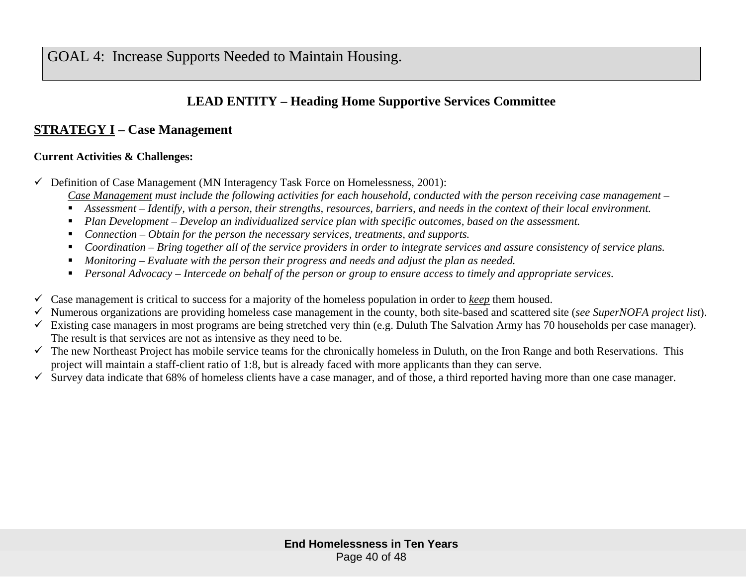# GOAL 4: Increase Supports Needed to Maintain Housing.

## LEAD ENTITY – Heading Home Supportive Services Committee

### <u>STRATEGY I</u> – Case Management

**Current Activities & Challenges:**

- ✓ Definition of Case Management (MN Interagency Task Force on Homelessness, 2001):

  *<u>Case Management</u> must include the following activities for each household, conducted with the person receiving case management –*
  - *Assessment – Identify, with a person, their strengths, resources, barriers, and needs in the context of their local environment.*
  - *Plan Development – Develop an individualized service plan with specific outcomes, based on the assessment.*
  - *Connection – Obtain for the person the necessary services, treatments, and supports.*
  - *Coordination – Bring together all of the service providers in order to integrate services and assure consistency of service plans.*
  - *Monitoring – Evaluate with the person their progress and needs and adjust the plan as needed.*
  - *Personal Advocacy – Intercede on behalf of the person or group to ensure access to timely and appropriate services.*

- ✓ Case management is critical to success for a majority of the homeless population in order to ***<u>keep</u>*** them housed.
- ✓ Numerous organizations are providing homeless case management in the county, both site-based and scattered site (*see SuperNOFA project list*).
- ✓ Existing case managers in most programs are being stretched very thin (e.g. Duluth The Salvation Army has 70 households per case manager). The result is that services are not as intensive as they need to be.
- ✓ The new Northeast Project has mobile service teams for the chronically homeless in Duluth, on the Iron Range and both Reservations. This project will maintain a staff-client ratio of 1:8, but is already faced with more applicants than they can serve.
- ✓ Survey data indicate that 68% of homeless clients have a case manager, and of those, a third reported having more than one case manager.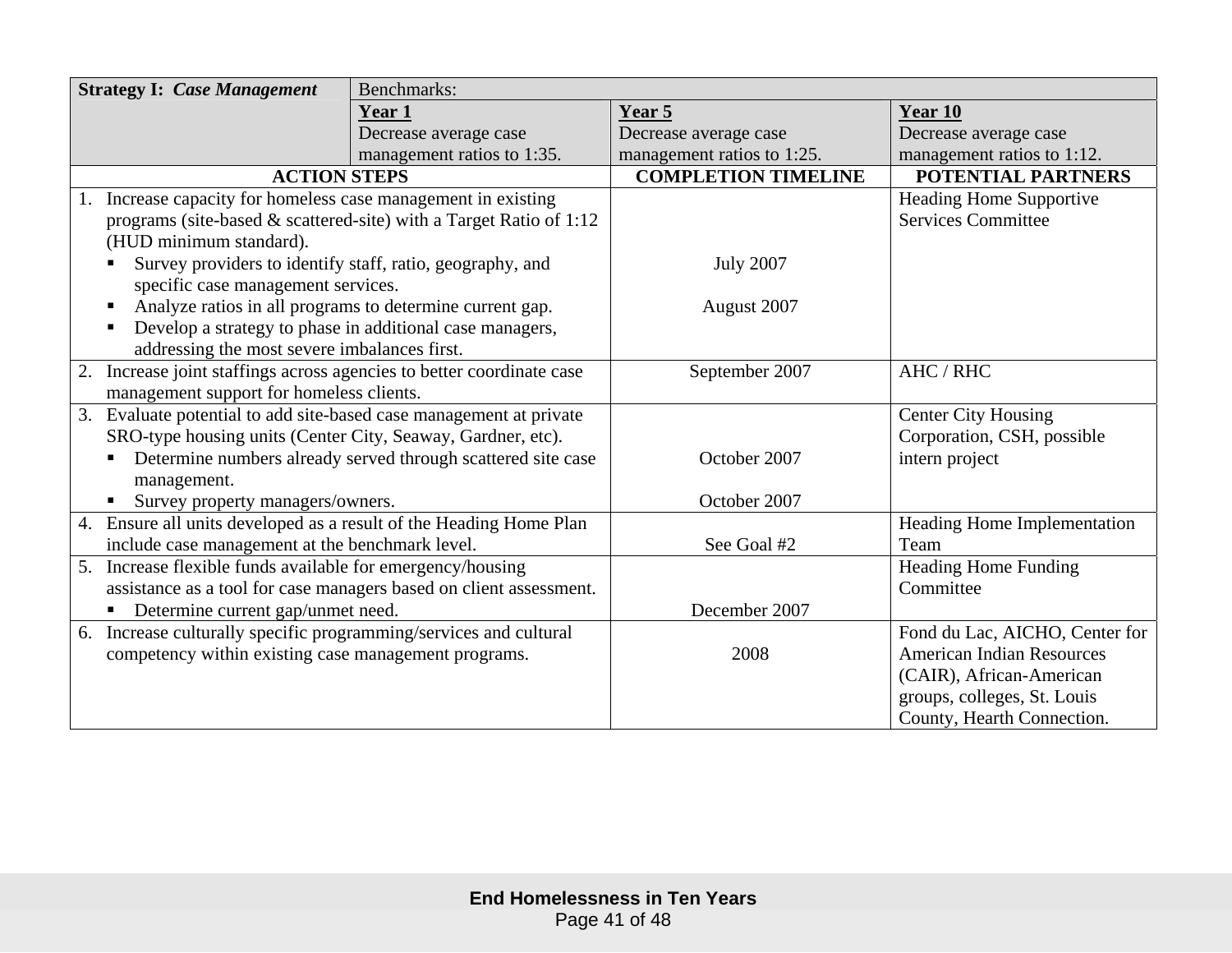| **Strategy I:** ***Case Management*** | Benchmarks: | | |
|---|---|---|---|
| | **Year 1**<br>Decrease average case management ratios to 1:35. | **Year 5**<br>Decrease average case management ratios to 1:25. | **Year 10**<br>Decrease average case management ratios to 1:12. |

| ACTION STEPS | COMPLETION TIMELINE | POTENTIAL PARTNERS |
|---|---|---|
| 1. Increase capacity for homeless case management in existing programs (site-based & scattered-site) with a Target Ratio of 1:12 (HUD minimum standard). | | Heading Home Supportive Services Committee |
| ▪ Survey providers to identify staff, ratio, geography, and specific case management services. | July 2007 | |
| ▪ Analyze ratios in all programs to determine current gap. | August 2007 | |
| ▪ Develop a strategy to phase in additional case managers, addressing the most severe imbalances first. | | |
| 2. Increase joint staffings across agencies to better coordinate case management support for homeless clients. | September 2007 | AHC / RHC |
| 3. Evaluate potential to add site-based case management at private SRO-type housing units (Center City, Seaway, Gardner, etc). | | Center City Housing Corporation, CSH, possible intern project |
| ▪ Determine numbers already served through scattered site case management. | October 2007 | |
| ▪ Survey property managers/owners. | October 2007 | |
| 4. Ensure all units developed as a result of the Heading Home Plan include case management at the benchmark level. | See Goal #2 | Heading Home Implementation Team |
| 5. Increase flexible funds available for emergency/housing assistance as a tool for case managers based on client assessment. | | Heading Home Funding Committee |
| ▪ Determine current gap/unmet need. | December 2007 | |
| 6. Increase culturally specific programming/services and cultural competency within existing case management programs. | 2008 | Fond du Lac, AICHO, Center for American Indian Resources (CAIR), African-American groups, colleges, St. Louis County, Hearth Connection. |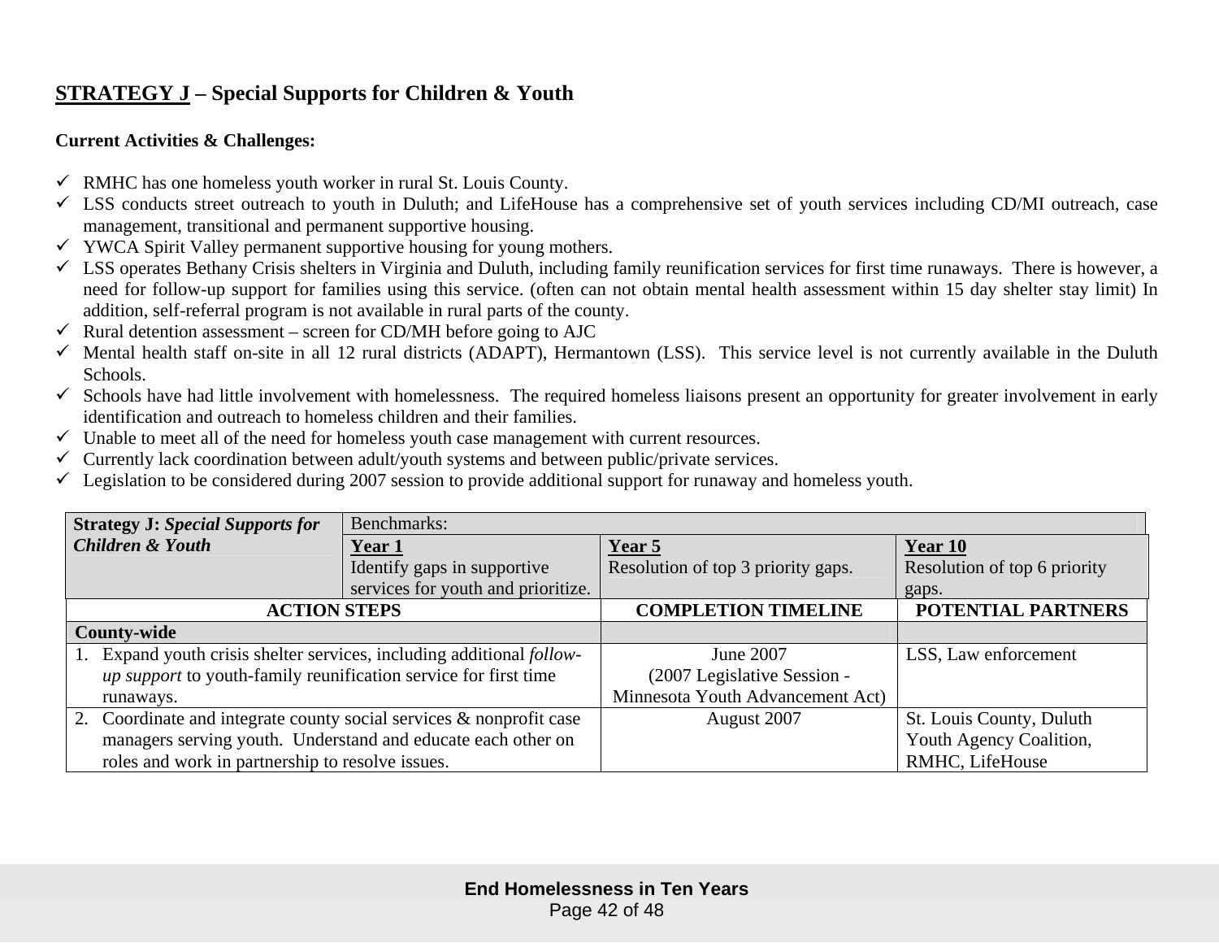## **STRATEGY J** – Special Supports for Children & Youth

**Current Activities & Challenges:**

- ✓ RMHC has one homeless youth worker in rural St. Louis County.
- ✓ LSS conducts street outreach to youth in Duluth; and LifeHouse has a comprehensive set of youth services including CD/MI outreach, case management, transitional and permanent supportive housing.
- ✓ YWCA Spirit Valley permanent supportive housing for young mothers.
- ✓ LSS operates Bethany Crisis shelters in Virginia and Duluth, including family reunification services for first time runaways. There is however, a need for follow-up support for families using this service. (often can not obtain mental health assessment within 15 day shelter stay limit) In addition, self-referral program is not available in rural parts of the county.
- ✓ Rural detention assessment – screen for CD/MH before going to AJC
- ✓ Mental health staff on-site in all 12 rural districts (ADAPT), Hermantown (LSS). This service level is not currently available in the Duluth Schools.
- ✓ Schools have had little involvement with homelessness. The required homeless liaisons present an opportunity for greater involvement in early identification and outreach to homeless children and their families.
- ✓ Unable to meet all of the need for homeless youth case management with current resources.
- ✓ Currently lack coordination between adult/youth systems and between public/private services.
- ✓ Legislation to be considered during 2007 session to provide additional support for runaway and homeless youth.

| **Strategy J:** ***Special Supports for Children & Youth*** | Benchmarks: | | |
|---|---|---|---|
| | **Year 1**<br>Identify gaps in supportive services for youth and prioritize. | **Year 5**<br>Resolution of top 3 priority gaps. | **Year 10**<br>Resolution of top 6 priority gaps. |
| **ACTION STEPS** | | **COMPLETION TIMELINE** | **POTENTIAL PARTNERS** |
| **County-wide** | | | |
| 1. Expand youth crisis shelter services, including additional *follow-up support* to youth-family reunification service for first time runaways. | | June 2007<br>(2007 Legislative Session - Minnesota Youth Advancement Act) | LSS, Law enforcement |
| 2. Coordinate and integrate county social services & nonprofit case managers serving youth. Understand and educate each other on roles and work in partnership to resolve issues. | | August 2007 | St. Louis County, Duluth Youth Agency Coalition, RMHC, LifeHouse |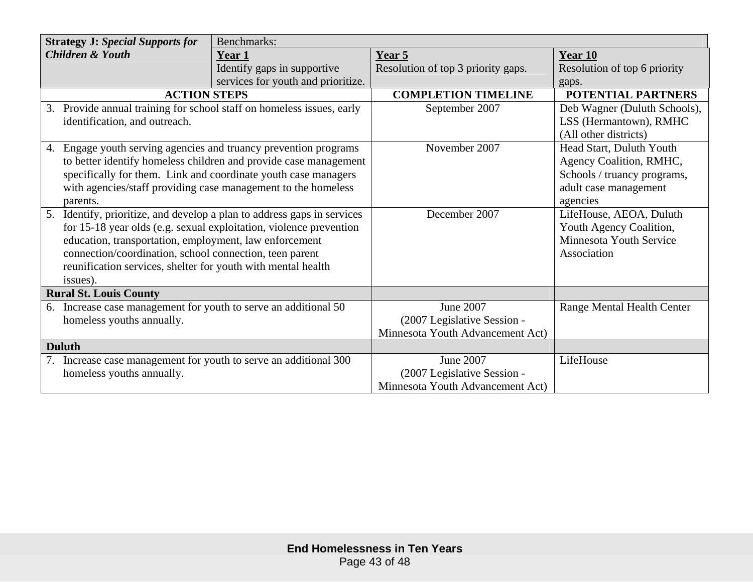| **Strategy J:** ***Special Supports for Children & Youth*** | Benchmarks: | | |
|---|---|---|---|
| | **Year 1**<br>Identify gaps in supportive services for youth and prioritize. | **Year 5**<br>Resolution of top 3 priority gaps. | **Year 10**<br>Resolution of top 6 priority gaps. |
| **ACTION STEPS** | | **COMPLETION TIMELINE** | **POTENTIAL PARTNERS** |
| 3. Provide annual training for school staff on homeless issues, early identification, and outreach. | | September 2007 | Deb Wagner (Duluth Schools), LSS (Hermantown), RMHC (All other districts) |
| 4. Engage youth serving agencies and truancy prevention programs to better identify homeless children and provide case management specifically for them. Link and coordinate youth case managers with agencies/staff providing case management to the homeless parents. | | November 2007 | Head Start, Duluth Youth Agency Coalition, RMHC, Schools / truancy programs, adult case management agencies |
| 5. Identify, prioritize, and develop a plan to address gaps in services for 15-18 year olds (e.g. sexual exploitation, violence prevention education, transportation, employment, law enforcement connection/coordination, school connection, teen parent reunification services, shelter for youth with mental health issues). | | December 2007 | LifeHouse, AEOA, Duluth Youth Agency Coalition, Minnesota Youth Service Association |
| **Rural St. Louis County** | | | |
| 6. Increase case management for youth to serve an additional 50 homeless youths annually. | | June 2007 (2007 Legislative Session - Minnesota Youth Advancement Act) | Range Mental Health Center |
| **Duluth** | | | |
| 7. Increase case management for youth to serve an additional 300 homeless youths annually. | | June 2007 (2007 Legislative Session - Minnesota Youth Advancement Act) | LifeHouse |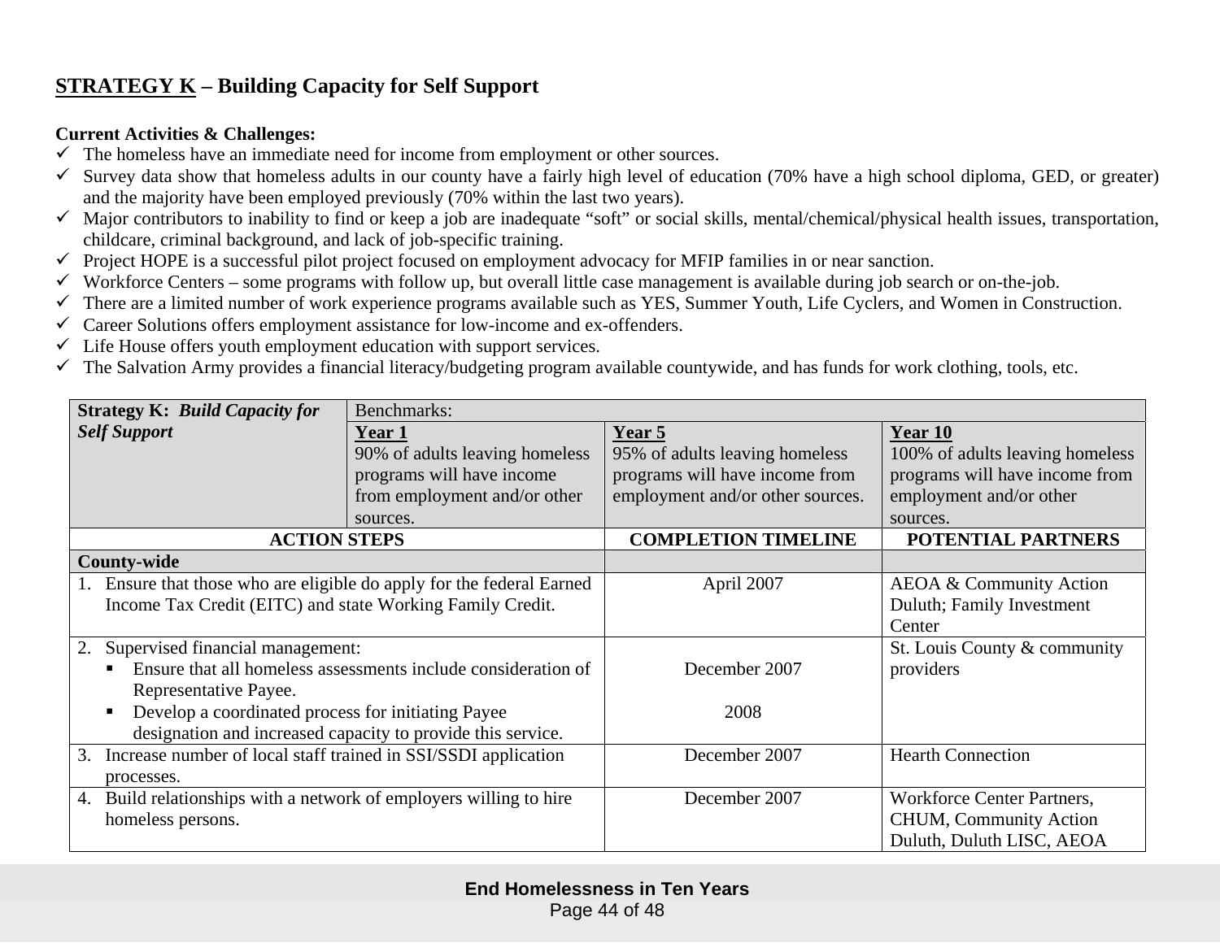## **STRATEGY K** – Building Capacity for Self Support

**Current Activities & Challenges:**

- ✓ The homeless have an immediate need for income from employment or other sources.
- ✓ Survey data show that homeless adults in our county have a fairly high level of education (70% have a high school diploma, GED, or greater) and the majority have been employed previously (70% within the last two years).
- ✓ Major contributors to inability to find or keep a job are inadequate "soft" or social skills, mental/chemical/physical health issues, transportation, childcare, criminal background, and lack of job-specific training.
- ✓ Project HOPE is a successful pilot project focused on employment advocacy for MFIP families in or near sanction.
- ✓ Workforce Centers – some programs with follow up, but overall little case management is available during job search or on-the-job.
- ✓ There are a limited number of work experience programs available such as YES, Summer Youth, Life Cyclers, and Women in Construction.
- ✓ Career Solutions offers employment assistance for low-income and ex-offenders.
- ✓ Life House offers youth employment education with support services.
- ✓ The Salvation Army provides a financial literacy/budgeting program available countywide, and has funds for work clothing, tools, etc.

| **Strategy K:** ***Build Capacity for Self Support*** | Benchmarks: **Year 1** 90% of adults leaving homeless programs will have income from employment and/or other sources. | **Year 5** 95% of adults leaving homeless programs will have income from employment and/or other sources. | **Year 10** 100% of adults leaving homeless programs will have income from employment and/or other sources. |
|---|---|---|---|
| **ACTION STEPS** | | **COMPLETION TIMELINE** | **POTENTIAL PARTNERS** |
| **County-wide** | | | |
| 1. Ensure that those who are eligible do apply for the federal Earned Income Tax Credit (EITC) and state Working Family Credit. | | April 2007 | AEOA & Community Action Duluth; Family Investment Center |
| 2. Supervised financial management: <br> ▪ Ensure that all homeless assessments include consideration of Representative Payee. <br> ▪ Develop a coordinated process for initiating Payee designation and increased capacity to provide this service. | | December 2007 <br> 2008 | St. Louis County & community providers |
| 3. Increase number of local staff trained in SSI/SSDI application processes. | | December 2007 | Hearth Connection |
| 4. Build relationships with a network of employers willing to hire homeless persons. | | December 2007 | Workforce Center Partners, CHUM, Community Action Duluth, Duluth LISC, AEOA |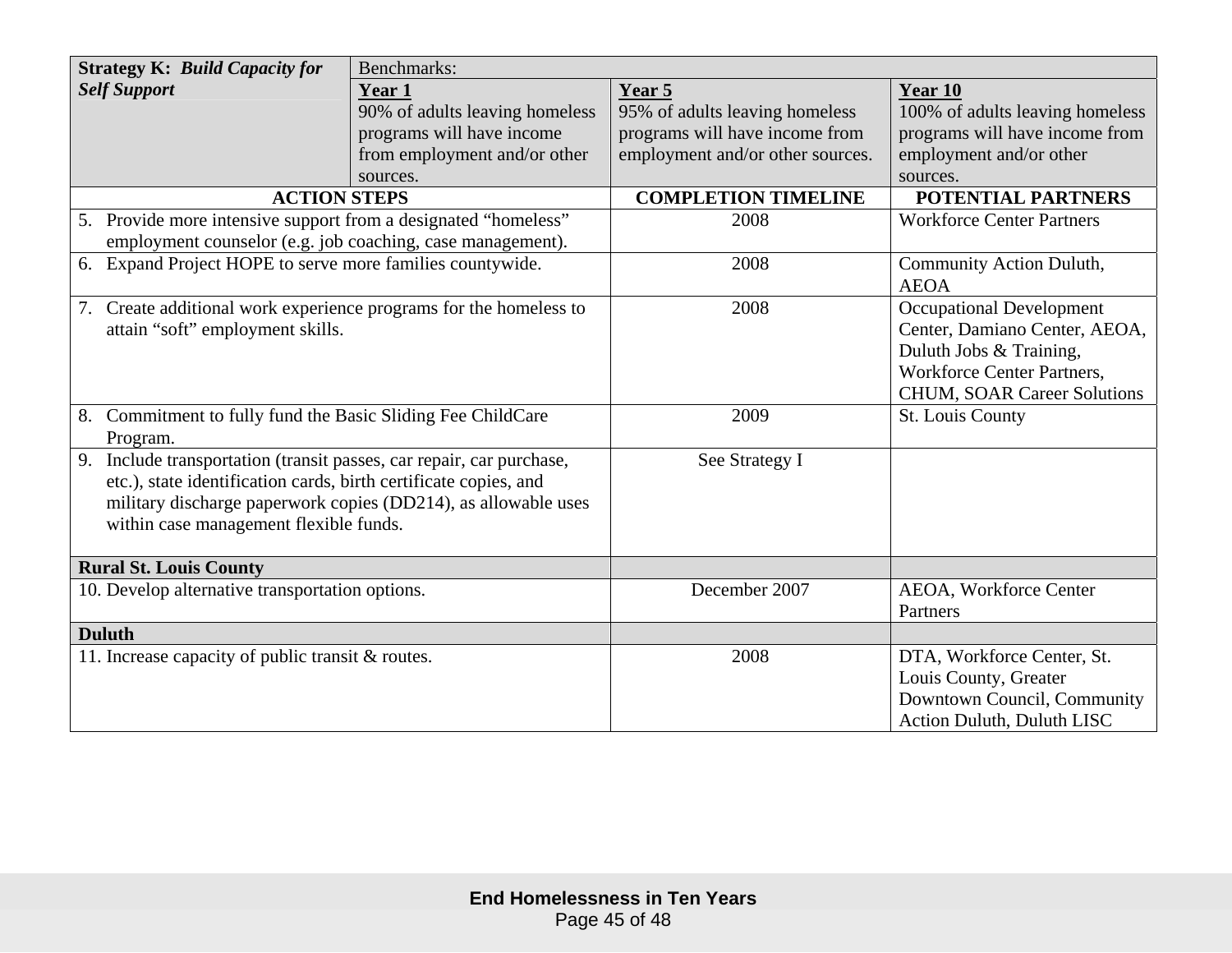| **Strategy K: *Build Capacity for Self Support*** | Benchmarks: **Year 1** 90% of adults leaving homeless programs will have income from employment and/or other sources. | **Year 5** 95% of adults leaving homeless programs will have income from employment and/or other sources. | **Year 10** 100% of adults leaving homeless programs will have income from employment and/or other sources. |
|---|---|---|---|
| **ACTION STEPS** | | **COMPLETION TIMELINE** | **POTENTIAL PARTNERS** |
| 5. Provide more intensive support from a designated "homeless" employment counselor (e.g. job coaching, case management). | | 2008 | Workforce Center Partners |
| 6. Expand Project HOPE to serve more families countywide. | | 2008 | Community Action Duluth, AEOA |
| 7. Create additional work experience programs for the homeless to attain "soft" employment skills. | | 2008 | Occupational Development Center, Damiano Center, AEOA, Duluth Jobs & Training, Workforce Center Partners, CHUM, SOAR Career Solutions |
| 8. Commitment to fully fund the Basic Sliding Fee ChildCare Program. | | 2009 | St. Louis County |
| 9. Include transportation (transit passes, car repair, car purchase, etc.), state identification cards, birth certificate copies, and military discharge paperwork copies (DD214), as allowable uses within case management flexible funds. | | See Strategy I | |
| **Rural St. Louis County** | | | |
| 10. Develop alternative transportation options. | | December 2007 | AEOA, Workforce Center Partners |
| **Duluth** | | | |
| 11. Increase capacity of public transit & routes. | | 2008 | DTA, Workforce Center, St. Louis County, Greater Downtown Council, Community Action Duluth, Duluth LISC |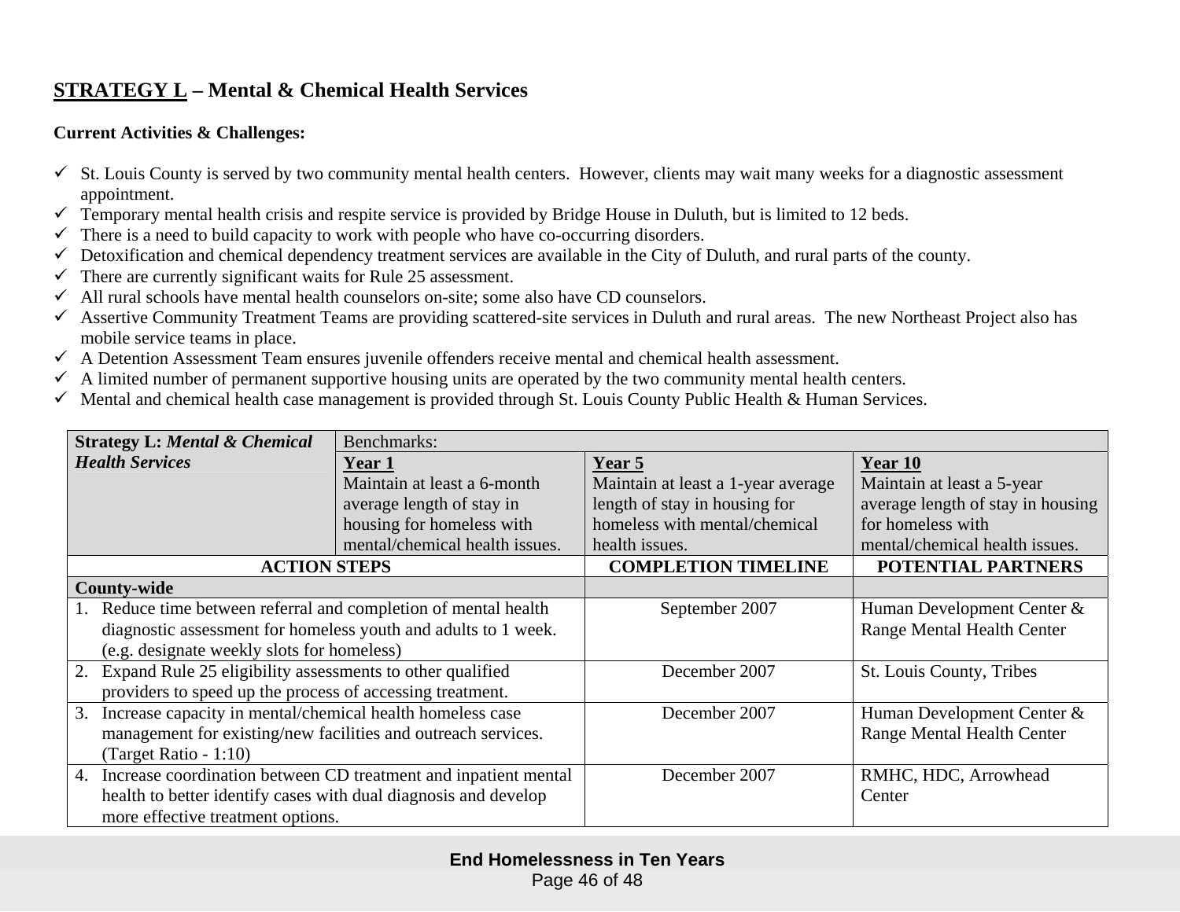## STRATEGY L – Mental & Chemical Health Services

**Current Activities & Challenges:**

- ✓ St. Louis County is served by two community mental health centers. However, clients may wait many weeks for a diagnostic assessment appointment.
- ✓ Temporary mental health crisis and respite service is provided by Bridge House in Duluth, but is limited to 12 beds.
- ✓ There is a need to build capacity to work with people who have co-occurring disorders.
- ✓ Detoxification and chemical dependency treatment services are available in the City of Duluth, and rural parts of the county.
- ✓ There are currently significant waits for Rule 25 assessment.
- ✓ All rural schools have mental health counselors on-site; some also have CD counselors.
- ✓ Assertive Community Treatment Teams are providing scattered-site services in Duluth and rural areas. The new Northeast Project also has mobile service teams in place.
- ✓ A Detention Assessment Team ensures juvenile offenders receive mental and chemical health assessment.
- ✓ A limited number of permanent supportive housing units are operated by the two community mental health centers.
- ✓ Mental and chemical health case management is provided through St. Louis County Public Health & Human Services.

| **Strategy L:** ***Mental & Chemical Health Services*** | Benchmarks: | | |
|---|---|---|---|
| | **Year 1** Maintain at least a 6-month average length of stay in housing for homeless with mental/chemical health issues. | **Year 5** Maintain at least a 1-year average length of stay in housing for homeless with mental/chemical health issues. | **Year 10** Maintain at least a 5-year average length of stay in housing for homeless with mental/chemical health issues. |
| **ACTION STEPS** | | **COMPLETION TIMELINE** | **POTENTIAL PARTNERS** |
| **County-wide** | | | |
| 1. Reduce time between referral and completion of mental health diagnostic assessment for homeless youth and adults to 1 week. (e.g. designate weekly slots for homeless) | | September 2007 | Human Development Center & Range Mental Health Center |
| 2. Expand Rule 25 eligibility assessments to other qualified providers to speed up the process of accessing treatment. | | December 2007 | St. Louis County, Tribes |
| 3. Increase capacity in mental/chemical health homeless case management for existing/new facilities and outreach services. (Target Ratio - 1:10) | | December 2007 | Human Development Center & Range Mental Health Center |
| 4. Increase coordination between CD treatment and inpatient mental health to better identify cases with dual diagnosis and develop more effective treatment options. | | December 2007 | RMHC, HDC, Arrowhead Center |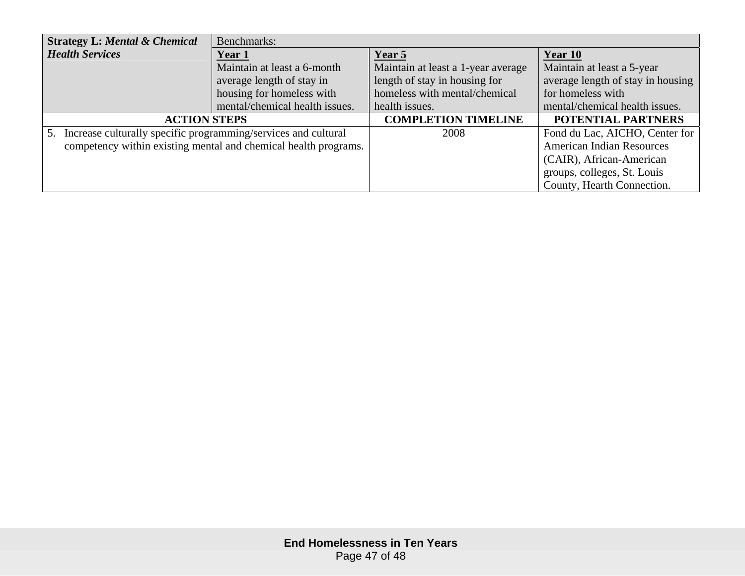| **Strategy L:** ***Mental & Chemical Health Services*** | Benchmarks: | | |
|---|---|---|---|
| | **Year 1**<br>Maintain at least a 6-month average length of stay in housing for homeless with mental/chemical health issues. | **Year 5**<br>Maintain at least a 1-year average length of stay in housing for homeless with mental/chemical health issues. | **Year 10**<br>Maintain at least a 5-year average length of stay in housing for homeless with mental/chemical health issues. |

| **ACTION STEPS** | **COMPLETION TIMELINE** | **POTENTIAL PARTNERS** |
|---|---|---|
| 5. Increase culturally specific programming/services and cultural competency within existing mental and chemical health programs. | 2008 | Fond du Lac, AICHO, Center for American Indian Resources (CAIR), African-American groups, colleges, St. Louis County, Hearth Connection. |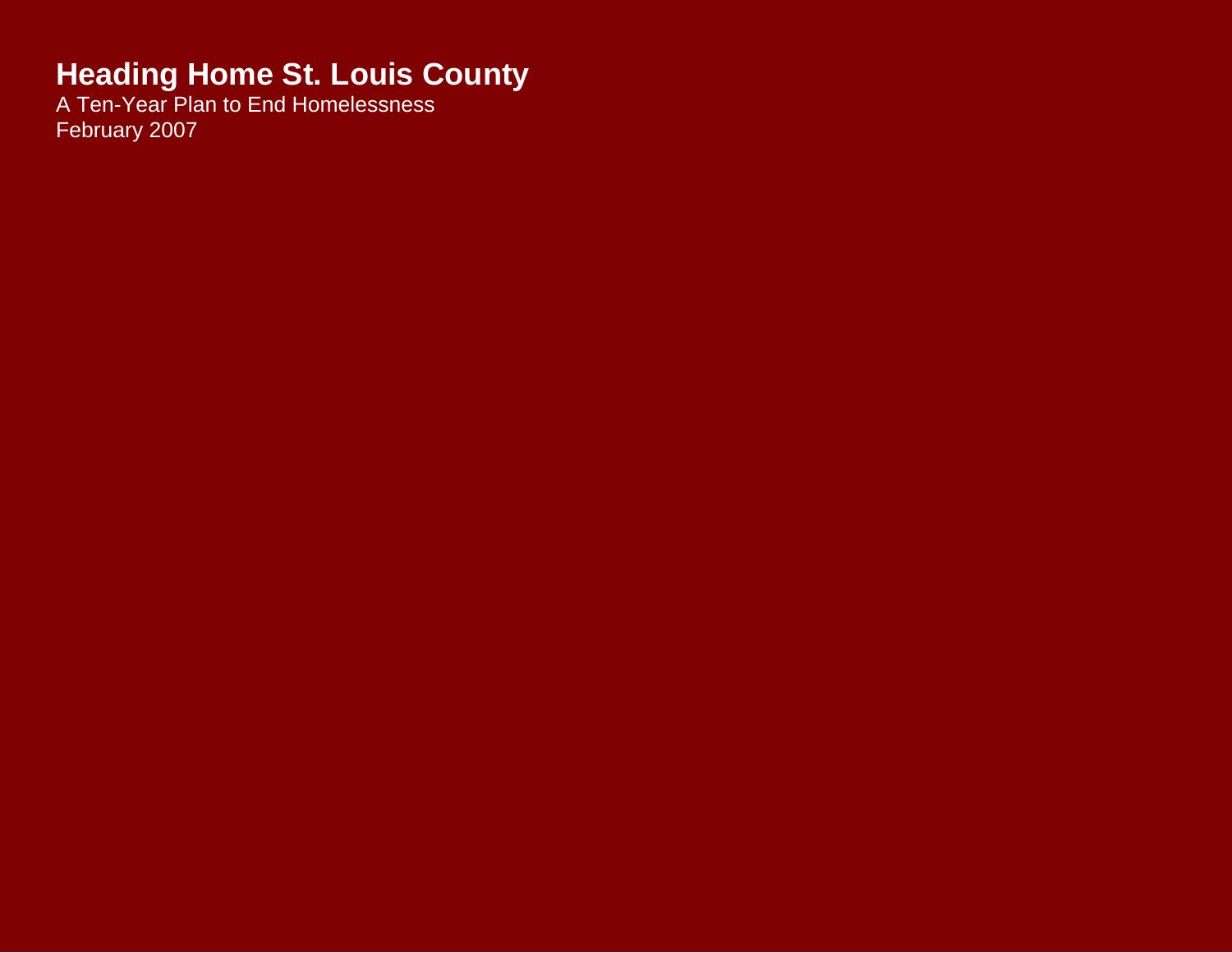# Heading Home St. Louis County

A Ten-Year Plan to End Homelessness

February 2007